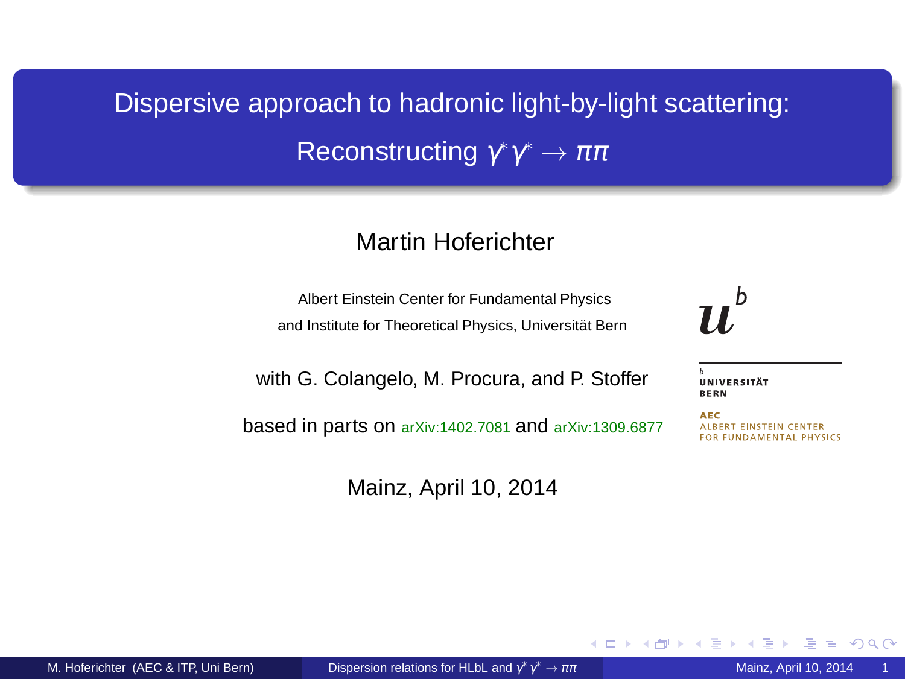# Dispersive approach to hadronic light-by-light scattering: Reconstructing $\gamma^*\gamma^* \to \pi\pi$

Martin Hoferichter

Albert Einstein Center for Fundamental Physics
and Institute for Theoretical Physics, Universität Bern

with G. Colangelo, M. Procura, and P. Stoffer

based in parts on arXiv:1402.7081 and arXiv:1309.6877

Universität Bern

AEC Albert Einstein Center for Fundamental Physics

Mainz, April 10, 2014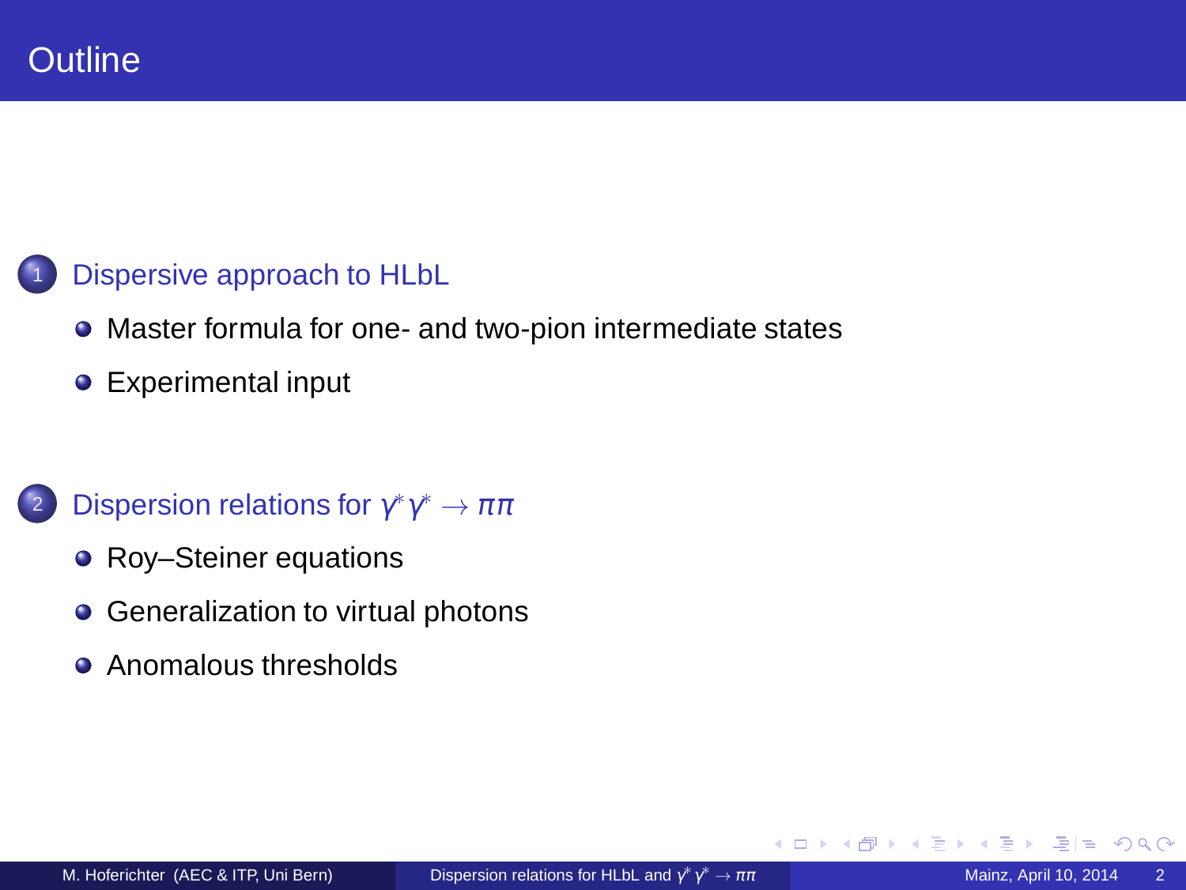# Outline

1. Dispersive approach to HLbL
   - Master formula for one- and two-pion intermediate states
   - Experimental input

2. Dispersion relations for $\gamma^*\gamma^* \to \pi\pi$
   - Roy–Steiner equations
   - Generalization to virtual photons
   - Anomalous thresholds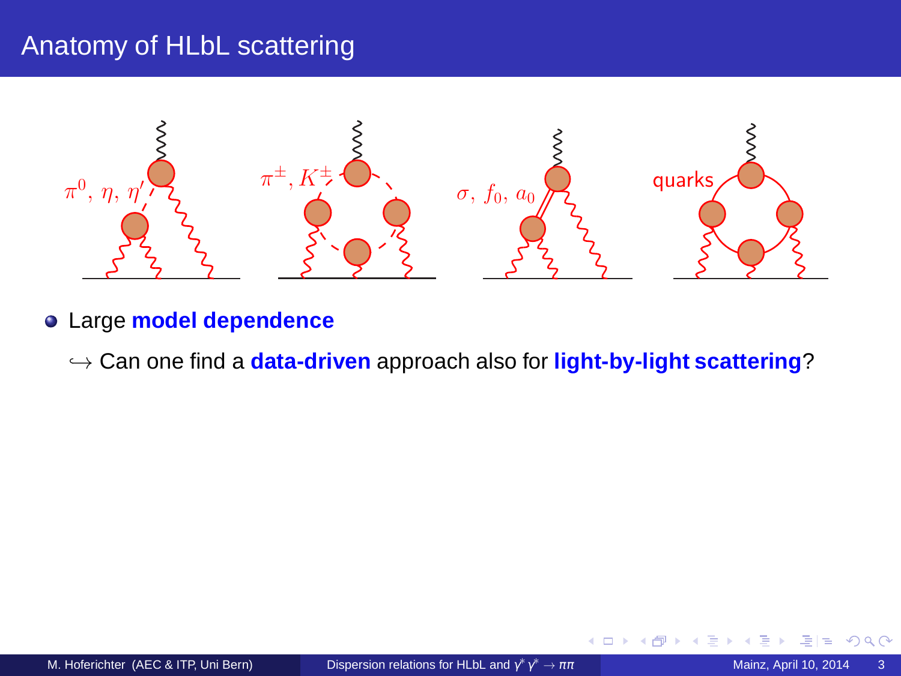# Anatomy of HLbL scattering

$\pi^0,\ \eta,\ \eta'$ $\quad$ $\pi^\pm,\ K^\pm$ $\quad$ $\sigma,\ f_0,\ a_0$ $\quad$ quarks

- Large **model dependence**

  $\hookrightarrow$ Can one find a **data-driven** approach also for **light-by-light scattering**?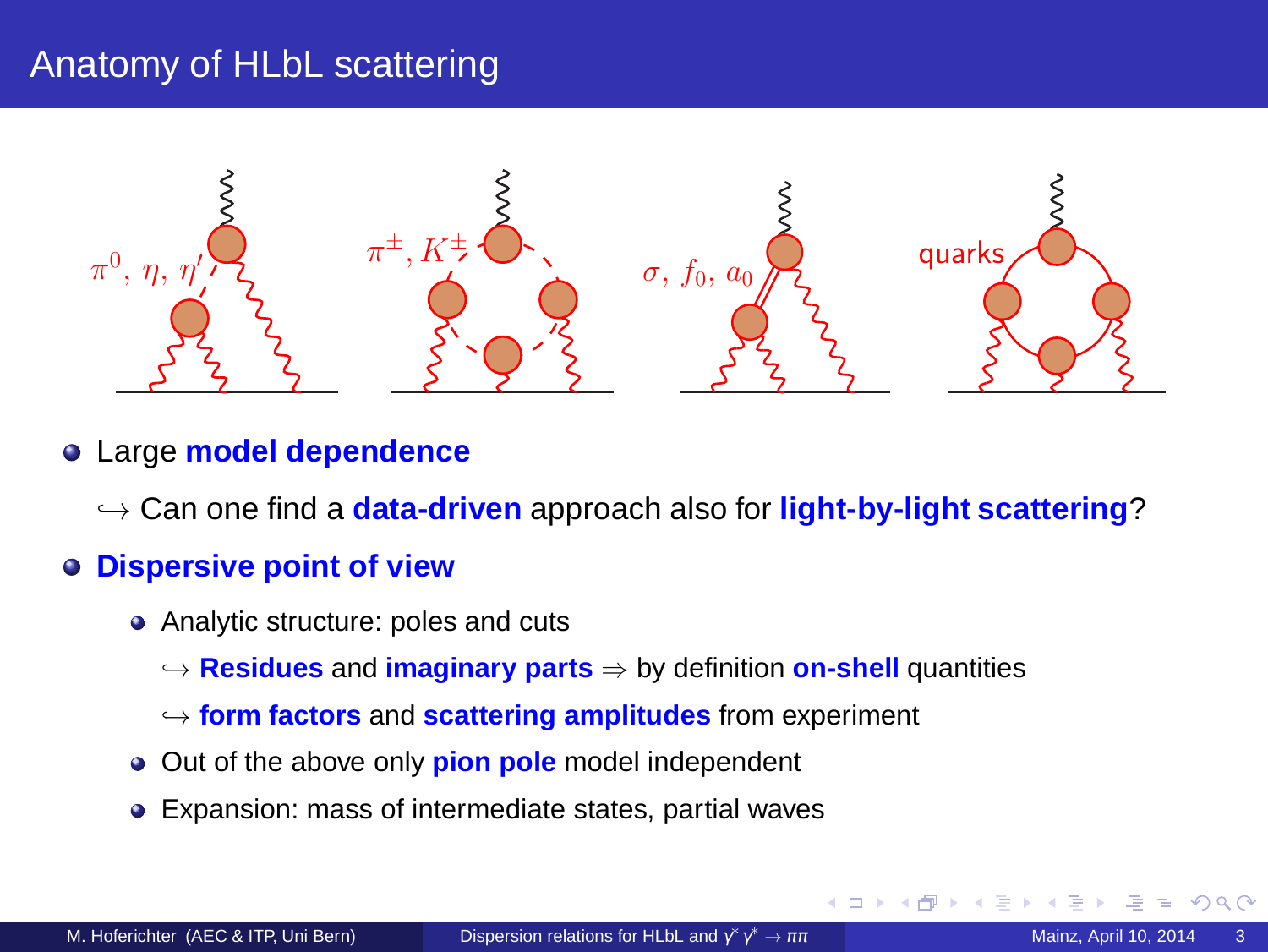# Anatomy of HLbL scattering

$\pi^0, \eta, \eta'$ $\quad$ $\pi^\pm, K^\pm$ $\quad$ $\sigma, f_0, a_0$ $\quad$ quarks

- Large **model dependence**

  $\hookrightarrow$ Can one find a **data-driven** approach also for **light-by-light scattering**?

- **Dispersive point of view**
  - Analytic structure: poles and cuts

    $\hookrightarrow$ **Residues** and **imaginary parts** $\Rightarrow$ by definition **on-shell** quantities

    $\hookrightarrow$ **form factors** and **scattering amplitudes** from experiment
  - Out of the above only **pion pole** model independent
  - Expansion: mass of intermediate states, partial waves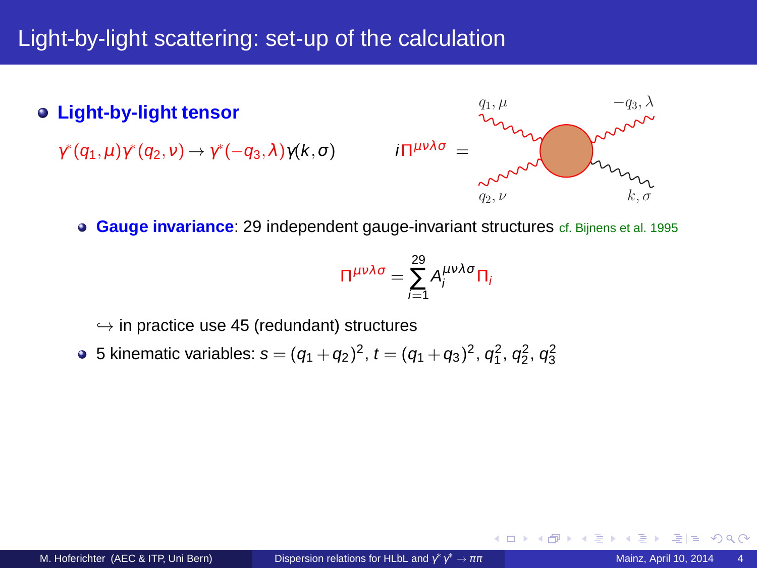# Light-by-light scattering: set-up of the calculation

- **Light-by-light tensor**

  $\gamma^*(q_1,\mu)\gamma^*(q_2,\nu) \to \gamma^*(-q_3,\lambda)\gamma(k,\sigma)$

  $i\Pi^{\mu\nu\lambda\sigma} =$

  - **Gauge invariance**: 29 independent gauge-invariant structures cf. Bijnens et al. 1995

$$\Pi^{\mu\nu\lambda\sigma} = \sum_{i=1}^{29} A_i^{\mu\nu\lambda\sigma} \Pi_i$$

  $\hookrightarrow$ in practice use 45 (redundant) structures

  - 5 kinematic variables: $s = (q_1 + q_2)^2$, $t = (q_1 + q_3)^2$, $q_1^2$, $q_2^2$, $q_3^2$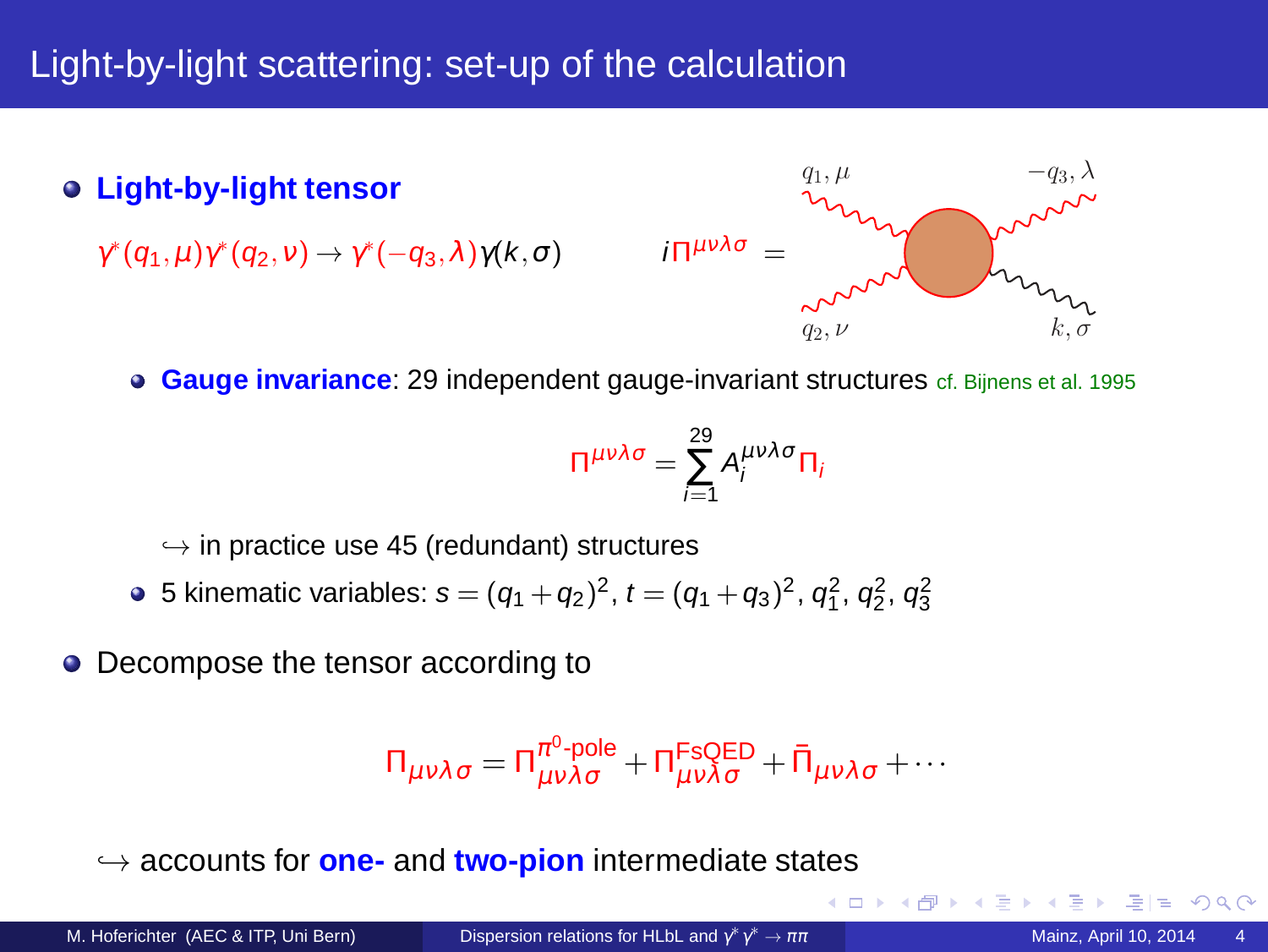# Light-by-light scattering: set-up of the calculation

- **Light-by-light tensor**

  $\gamma^*(q_1,\mu)\gamma^*(q_2,\nu) \to \gamma^*(-q_3,\lambda)\gamma(k,\sigma)$

  $i\Pi^{\mu\nu\lambda\sigma} =$ (diagram with external legs $q_1, \mu$; $q_2, \nu$; $-q_3, \lambda$; $k, \sigma$)

  - **Gauge invariance**: 29 independent gauge-invariant structures cf. Bijnens et al. 1995

$$\Pi^{\mu\nu\lambda\sigma} = \sum_{i=1}^{29} A_i^{\mu\nu\lambda\sigma}\Pi_i$$

  $\hookrightarrow$ in practice use 45 (redundant) structures

  - 5 kinematic variables: $s=(q_1+q_2)^2$, $t=(q_1+q_3)^2$, $q_1^2$, $q_2^2$, $q_3^2$

- Decompose the tensor according to

$$\Pi_{\mu\nu\lambda\sigma} = \Pi^{\pi^0\text{-pole}}_{\mu\nu\lambda\sigma} + \Pi^{\text{FsQED}}_{\mu\nu\lambda\sigma} + \bar{\Pi}_{\mu\nu\lambda\sigma} + \cdots$$

$\hookrightarrow$ accounts for **one-** and **two-pion** intermediate states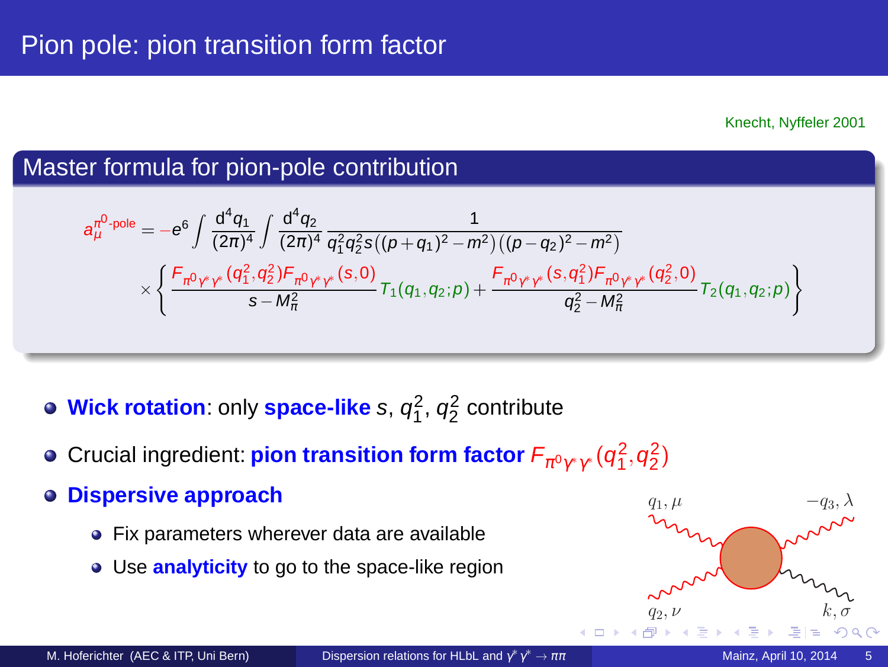# Pion pole: pion transition form factor

Knecht, Nyffeler 2001

## Master formula for pion-pole contribution

$$a_\mu^{\pi^0\text{-pole}} = -e^6 \int \frac{d^4 q_1}{(2\pi)^4} \int \frac{d^4 q_2}{(2\pi)^4} \frac{1}{q_1^2 q_2^2 s\big((p+q_1)^2 - m^2\big)\big((p-q_2)^2 - m^2\big)}$$
$$\times \left\{ \frac{F_{\pi^0\gamma^*\gamma^*}(q_1^2,q_2^2) F_{\pi^0\gamma^*\gamma^*}(s,0)}{s - M_\pi^2} T_1(q_1,q_2;p) + \frac{F_{\pi^0\gamma^*\gamma^*}(s,q_1^2) F_{\pi^0\gamma^*\gamma^*}(q_2^2,0)}{q_2^2 - M_\pi^2} T_2(q_1,q_2;p) \right\}$$

- **Wick rotation**: only **space-like** $s$, $q_1^2$, $q_2^2$ contribute
- Crucial ingredient: **pion transition form factor** $F_{\pi^0\gamma^*\gamma^*}(q_1^2, q_2^2)$
- **Dispersive approach**
  - Fix parameters wherever data are available
  - Use **analyticity** to go to the space-like region

$q_1, \mu$ $\quad -q_3, \lambda$ $\quad q_2, \nu$ $\quad k, \sigma$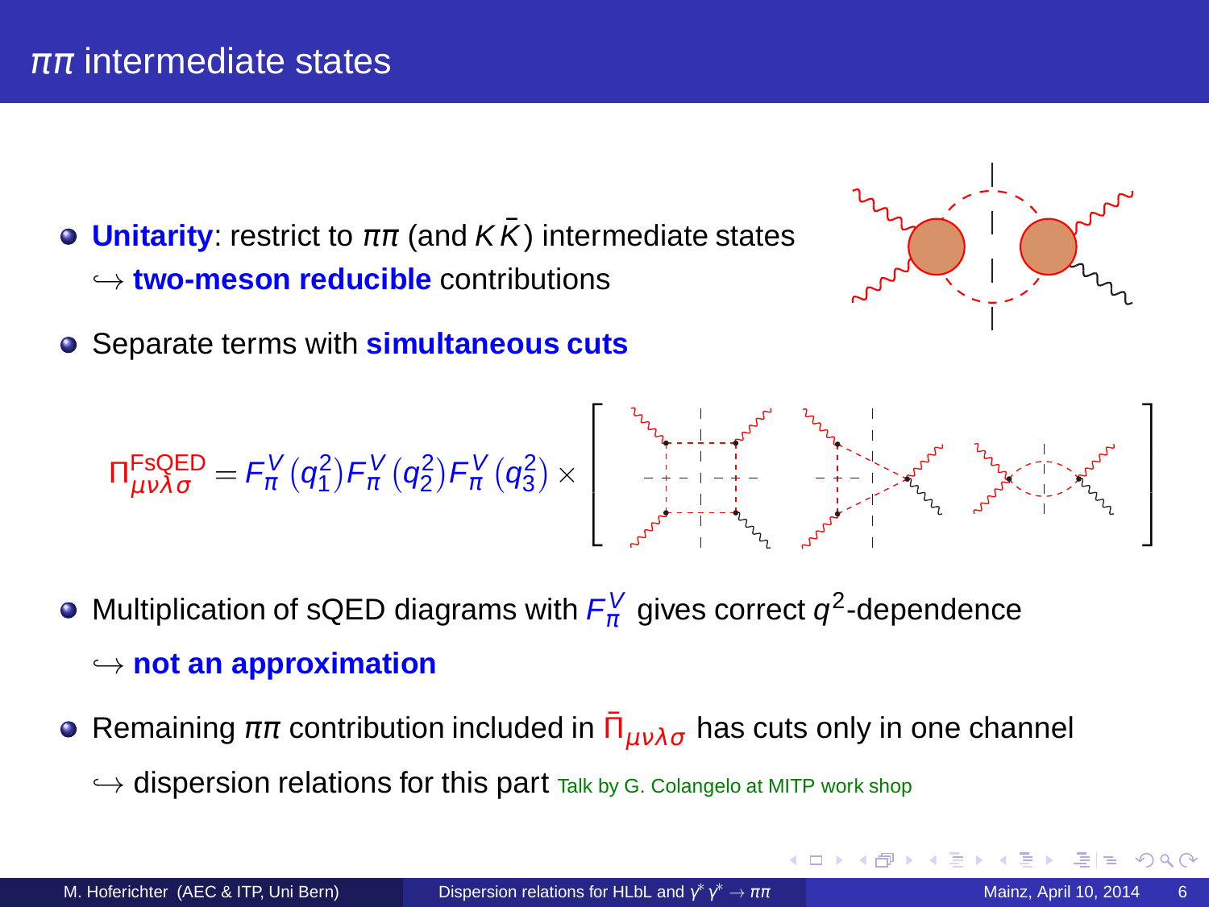# $\pi\pi$ intermediate states

- **Unitarity**: restrict to $\pi\pi$ (and $K\bar{K}$) intermediate states
  $\hookrightarrow$ **two-meson reducible** contributions
- Separate terms with **simultaneous cuts**

$$\Pi^{\text{FsQED}}_{\mu\nu\lambda\sigma} = F^V_\pi(q_1^2)F^V_\pi(q_2^2)F^V_\pi(q_3^2) \times \left[ \quad \right]$$

- Multiplication of sQED diagrams with $F^V_\pi$ gives correct $q^2$-dependence
  $\hookrightarrow$ **not an approximation**
- Remaining $\pi\pi$ contribution included in $\bar{\Pi}_{\mu\nu\lambda\sigma}$ has cuts only in one channel
  $\hookrightarrow$ dispersion relations for this part Talk by G. Colangelo at MITP work shop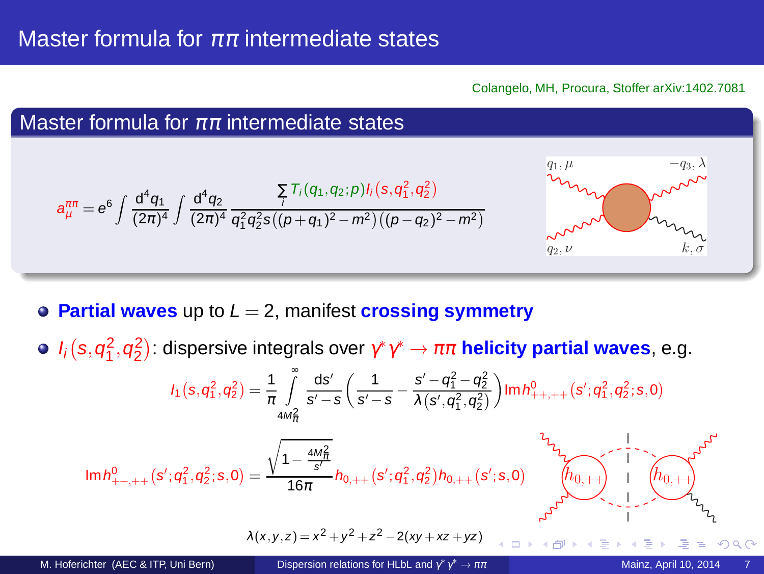# Master formula for $\pi\pi$ intermediate states

Colangelo, MH, Procura, Stoffer arXiv:1402.7081

## Master formula for $\pi\pi$ intermediate states

$$a_\mu^{\pi\pi} = e^6 \int \frac{d^4 q_1}{(2\pi)^4} \int \frac{d^4 q_2}{(2\pi)^4} \frac{\sum_i T_i(q_1,q_2;p) I_i(s,q_1^2,q_2^2)}{q_1^2 q_2^2 s \left((p+q_1)^2-m^2\right)\left((p-q_2)^2-m^2\right)}$$

- **Partial waves** up to $L=2$, manifest **crossing symmetry**
- $I_i(s,q_1^2,q_2^2)$: dispersive integrals over $\gamma^*\gamma^* \to \pi\pi$ **helicity partial waves**, e.g.

$$I_1(s,q_1^2,q_2^2) = \frac{1}{\pi} \int_{4M_\pi^2}^{\infty} \frac{ds'}{s'-s} \left( \frac{1}{s'-s} - \frac{s'-q_1^2-q_2^2}{\lambda(s',q_1^2,q_2^2)} \right) \text{Im}\, h^0_{++,++}(s';q_1^2,q_2^2;s,0)$$

$$\text{Im}\, h^0_{++,++}(s';q_1^2,q_2^2;s,0) = \frac{\sqrt{1-\frac{4M_\pi^2}{s'}}}{16\pi} h_{0,++}(s';q_1^2,q_2^2) h_{0,++}(s';s,0)$$

$$\lambda(x,y,z) = x^2+y^2+z^2-2(xy+xz+yz)$$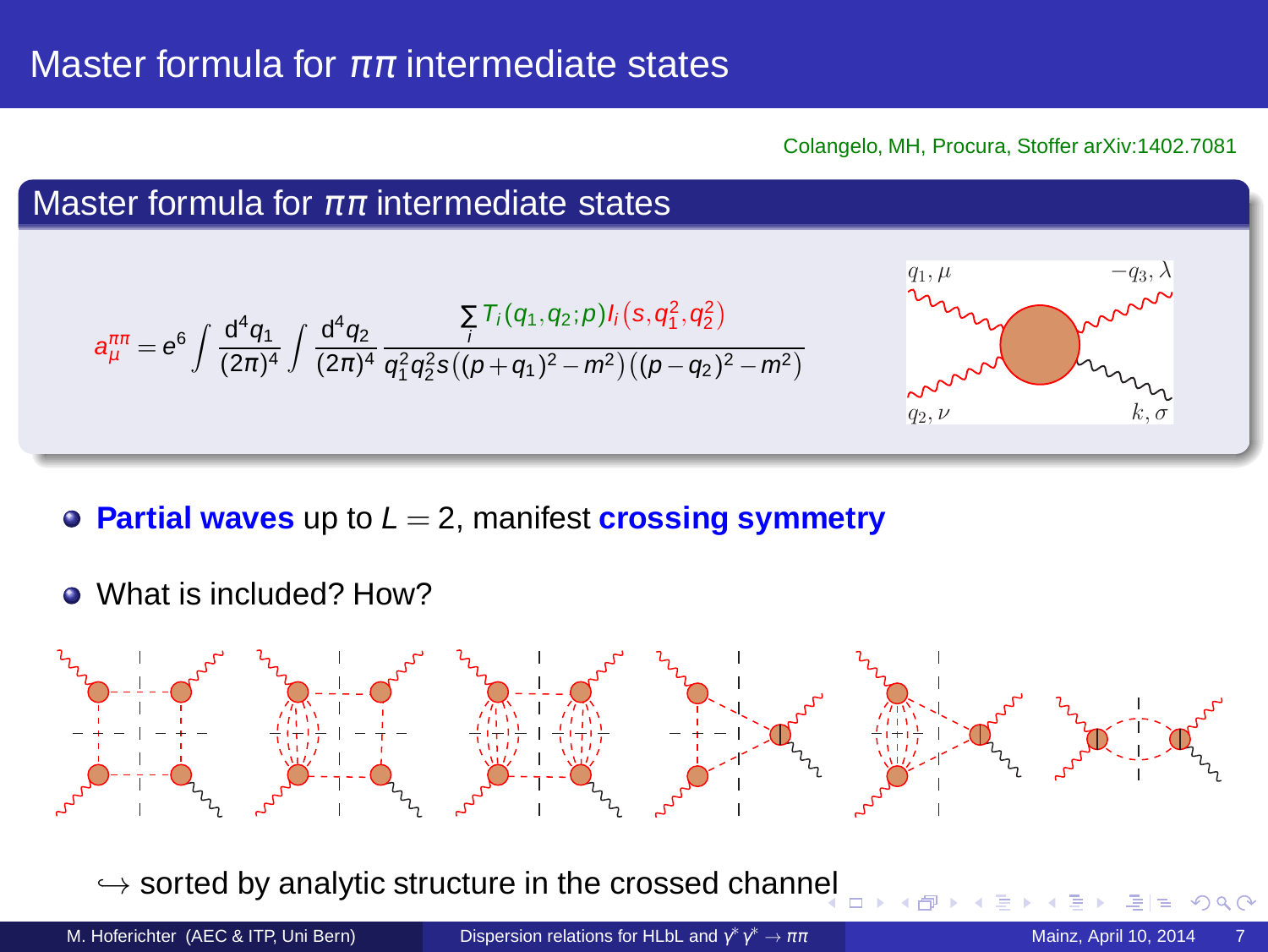# Master formula for $\pi\pi$ intermediate states

Colangelo, MH, Procura, Stoffer arXiv:1402.7081

## Master formula for $\pi\pi$ intermediate states

$$a_\mu^{\pi\pi} = e^6 \int \frac{d^4 q_1}{(2\pi)^4} \int \frac{d^4 q_2}{(2\pi)^4} \frac{\sum_i T_i(q_1,q_2;p) I_i(s,q_1^2,q_2^2)}{q_1^2 q_2^2 s((p+q_1)^2-m^2)((p-q_2)^2-m^2)}$$

- **Partial waves** up to $L=2$, manifest **crossing symmetry**
- What is included? How?

$\hookrightarrow$ sorted by analytic structure in the crossed channel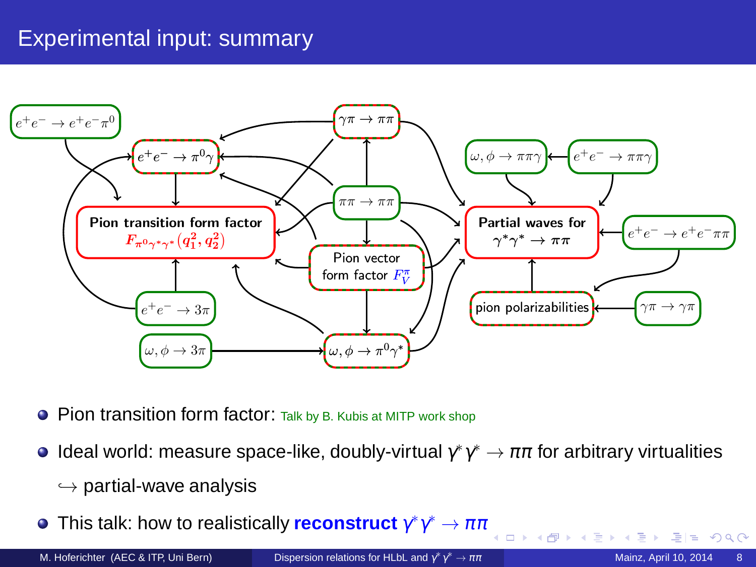# Experimental input: summary

- $e^+e^- \to e^+e^-\pi^0$
- $e^+e^- \to \pi^0\gamma$
- $\gamma\pi \to \pi\pi$
- $\pi\pi \to \pi\pi$
- Pion transition form factor $F_{\pi^0\gamma^*\gamma^*}(q_1^2, q_2^2)$
- Pion vector form factor $F_V^\pi$
- $e^+e^- \to 3\pi$
- $\omega, \phi \to 3\pi$
- $\omega, \phi \to \pi^0\gamma^*$
- $\omega, \phi \to \pi\pi\gamma$
- $e^+e^- \to \pi\pi\gamma$
- Partial waves for $\gamma^*\gamma^* \to \pi\pi$
- $e^+e^- \to e^+e^-\pi\pi$
- pion polarizabilities
- $\gamma\pi \to \gamma\pi$

---

- Pion transition form factor: Talk by B. Kubis at MITP work shop
- Ideal world: measure space-like, doubly-virtual $\gamma^*\gamma^* \to \pi\pi$ for arbitrary virtualities
  $\hookrightarrow$ partial-wave analysis
- This talk: how to realistically **reconstruct** $\gamma^*\gamma^* \to \pi\pi$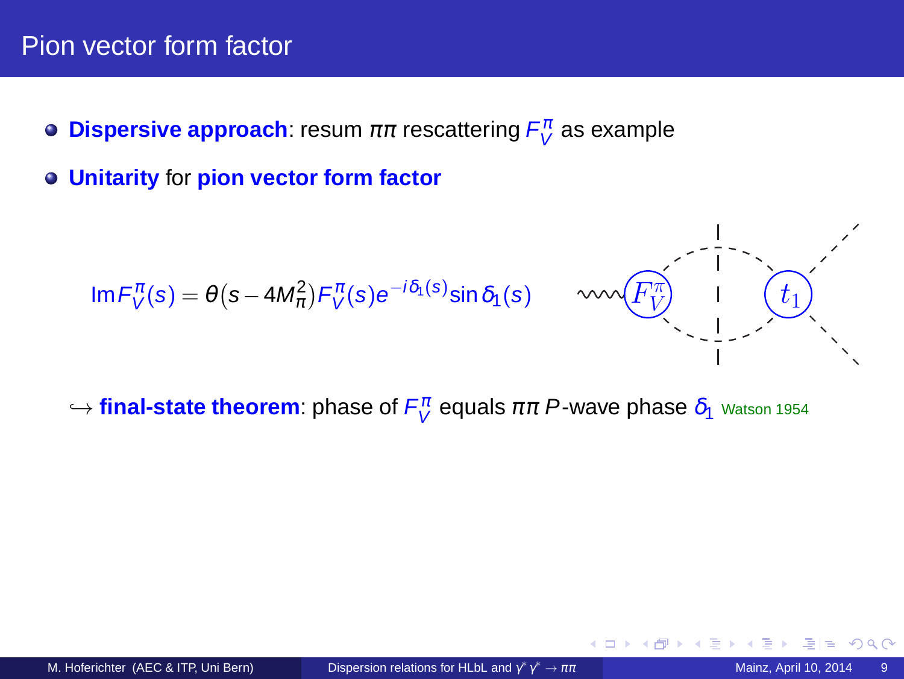# Pion vector form factor

- **Dispersive approach**: resum $\pi\pi$ rescattering $F_V^\pi$ as example
- **Unitarity** for **pion vector form factor**

$$\text{Im}F_V^\pi(s) = \theta(s - 4M_\pi^2) F_V^\pi(s) e^{-i\delta_1(s)} \sin\delta_1(s)$$

$\hookrightarrow$ **final-state theorem**: phase of $F_V^\pi$ equals $\pi\pi$ $P$-wave phase $\delta_1$ Watson 1954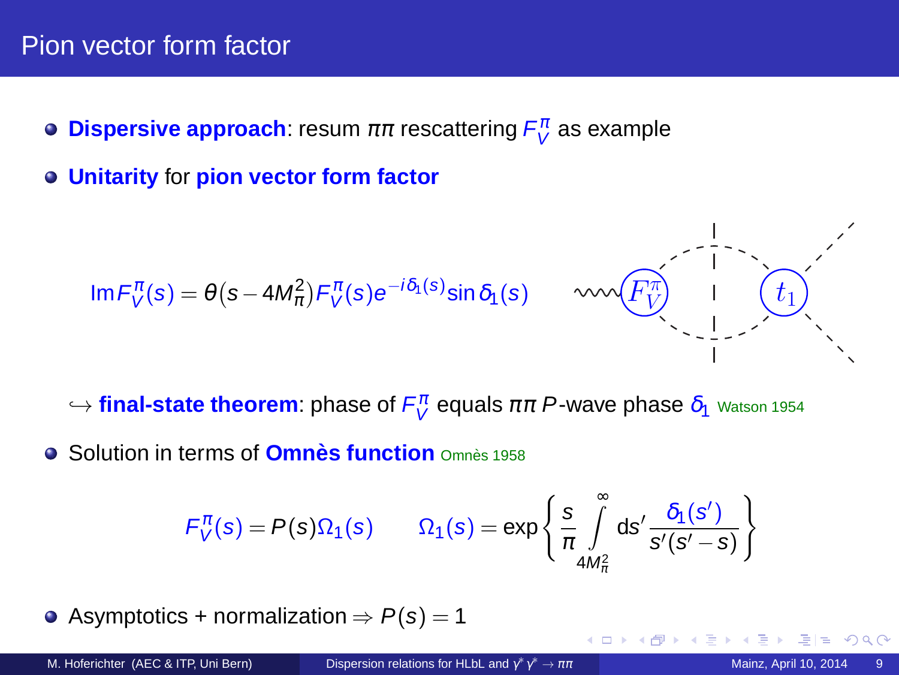# Pion vector form factor

- **Dispersive approach**: resum $\pi\pi$ rescattering $F_V^\pi$ as example
- **Unitarity** for **pion vector form factor**

$$\mathrm{Im} F_V^\pi(s) = \theta(s - 4M_\pi^2) F_V^\pi(s) e^{-i\delta_1(s)} \sin\delta_1(s)$$

$\hookrightarrow$ **final-state theorem**: phase of $F_V^\pi$ equals $\pi\pi$ $P$-wave phase $\delta_1$ Watson 1954

- Solution in terms of **Omnès function** Omnès 1958

$$F_V^\pi(s) = P(s)\Omega_1(s) \qquad \Omega_1(s) = \exp\left\{ \frac{s}{\pi} \int_{4M_\pi^2}^{\infty} \mathrm{d}s' \frac{\delta_1(s')}{s'(s'-s)} \right\}$$

- Asymptotics + normalization $\Rightarrow P(s) = 1$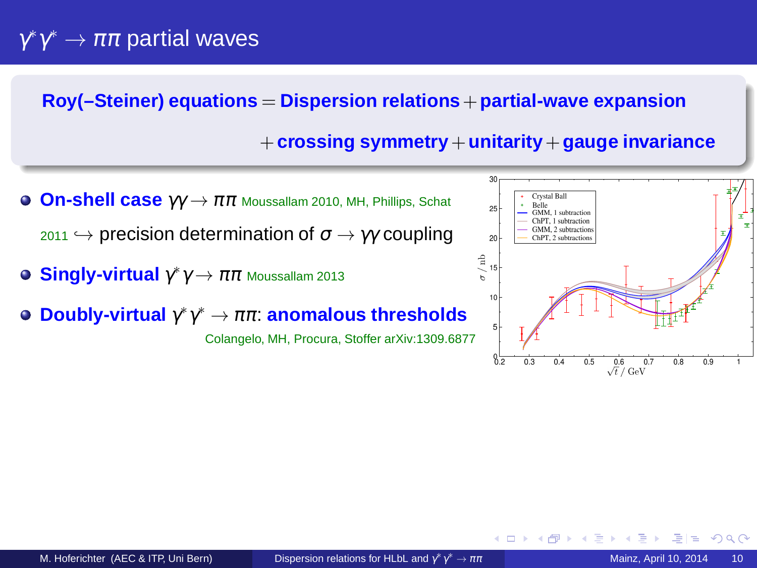# $\gamma^*\gamma^* \to \pi\pi$ partial waves

**Roy(–Steiner) equations = Dispersion relations + partial-wave expansion**

**+ crossing symmetry + unitarity + gauge invariance**

- **On-shell case $\gamma\gamma \to \pi\pi$** Moussallam 2010, MH, Phillips, Schat 2011 $\hookrightarrow$ precision determination of $\sigma \to \gamma\gamma$ coupling
- **Singly-virtual $\gamma^*\gamma \to \pi\pi$** Moussallam 2013
- **Doubly-virtual $\gamma^*\gamma^* \to \pi\pi$: anomalous thresholds**
  Colangelo, MH, Procura, Stoffer arXiv:1309.6877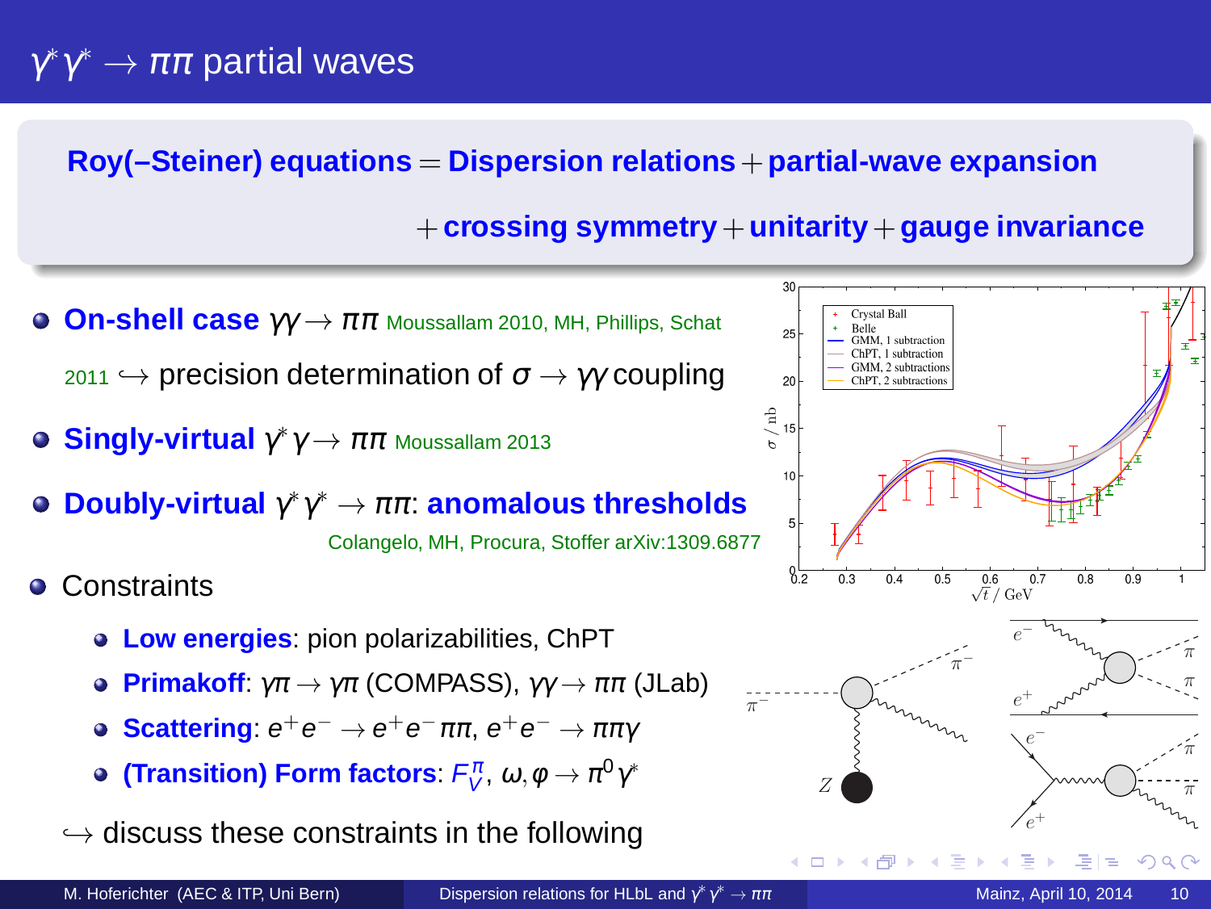# $\gamma^*\gamma^* \to \pi\pi$ partial waves

**Roy(–Steiner) equations = Dispersion relations + partial-wave expansion**

**+ crossing symmetry + unitarity + gauge invariance**

- **On-shell case $\gamma\gamma \to \pi\pi$** Moussallam 2010, MH, Phillips, Schat 2011 $\hookrightarrow$ precision determination of $\sigma \to \gamma\gamma$ coupling
- **Singly-virtual $\gamma^*\gamma \to \pi\pi$** Moussallam 2013
- **Doubly-virtual $\gamma^*\gamma^* \to \pi\pi$: anomalous thresholds**
  Colangelo, MH, Procura, Stoffer arXiv:1309.6877
- Constraints
  - **Low energies**: pion polarizabilities, ChPT
  - **Primakoff**: $\gamma\pi \to \gamma\pi$ (COMPASS), $\gamma\gamma \to \pi\pi$ (JLab)
  - **Scattering**: $e^+e^- \to e^+e^-\pi\pi$, $e^+e^- \to \pi\pi\gamma$
  - **(Transition) Form factors**: $F_V^\pi$, $\omega, \varphi \to \pi^0\gamma^*$

$\hookrightarrow$ discuss these constraints in the following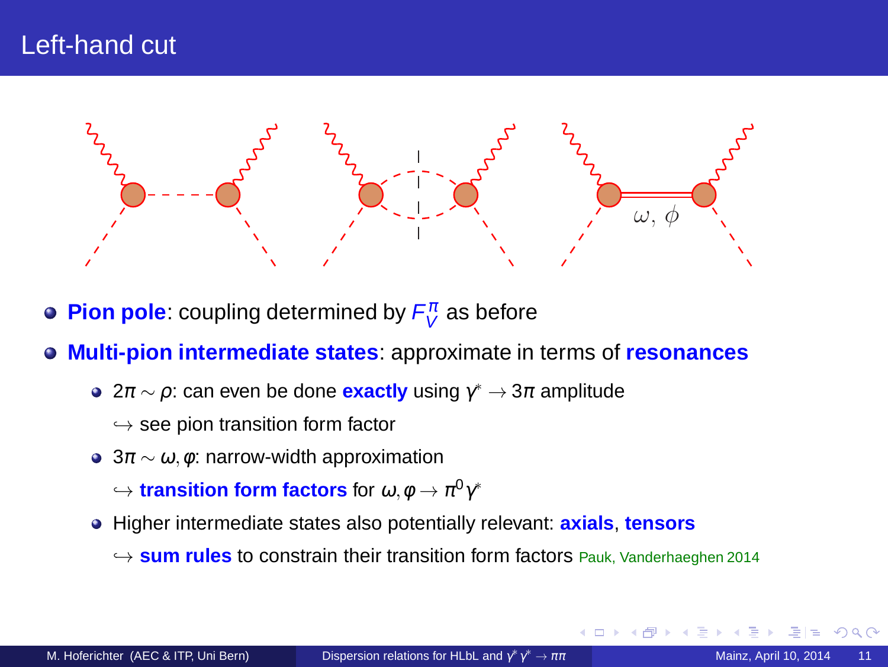# Left-hand cut

$\omega, \phi$

- **Pion pole**: coupling determined by $F_V^\pi$ as before
- **Multi-pion intermediate states**: approximate in terms of **resonances**
  - $2\pi \sim \rho$: can even be done **exactly** using $\gamma^* \to 3\pi$ amplitude
    
    $\hookrightarrow$ see pion transition form factor
  - $3\pi \sim \omega, \varphi$: narrow-width approximation
    
    $\hookrightarrow$ **transition form factors** for $\omega, \varphi \to \pi^0\gamma^*$
  - Higher intermediate states also potentially relevant: **axials**, **tensors**
    
    $\hookrightarrow$ **sum rules** to constrain their transition form factors Pauk, Vanderhaeghen 2014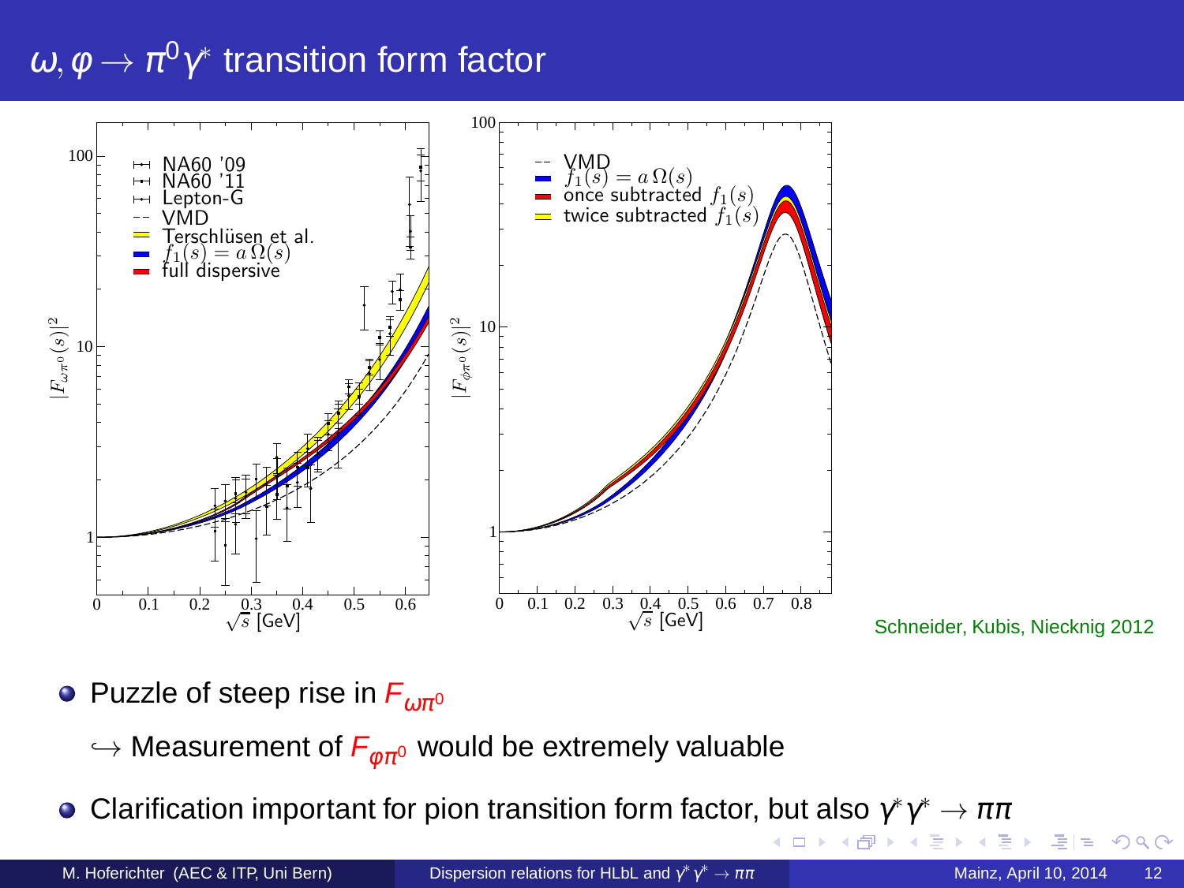# $\omega, \varphi \to \pi^0 \gamma^*$ transition form factor

Schneider, Kubis, Niecknig 2012

- Puzzle of steep rise in $F_{\omega\pi^0}$

  $\hookrightarrow$ Measurement of $F_{\varphi\pi^0}$ would be extremely valuable

- Clarification important for pion transition form factor, but also $\gamma^*\gamma^* \to \pi\pi$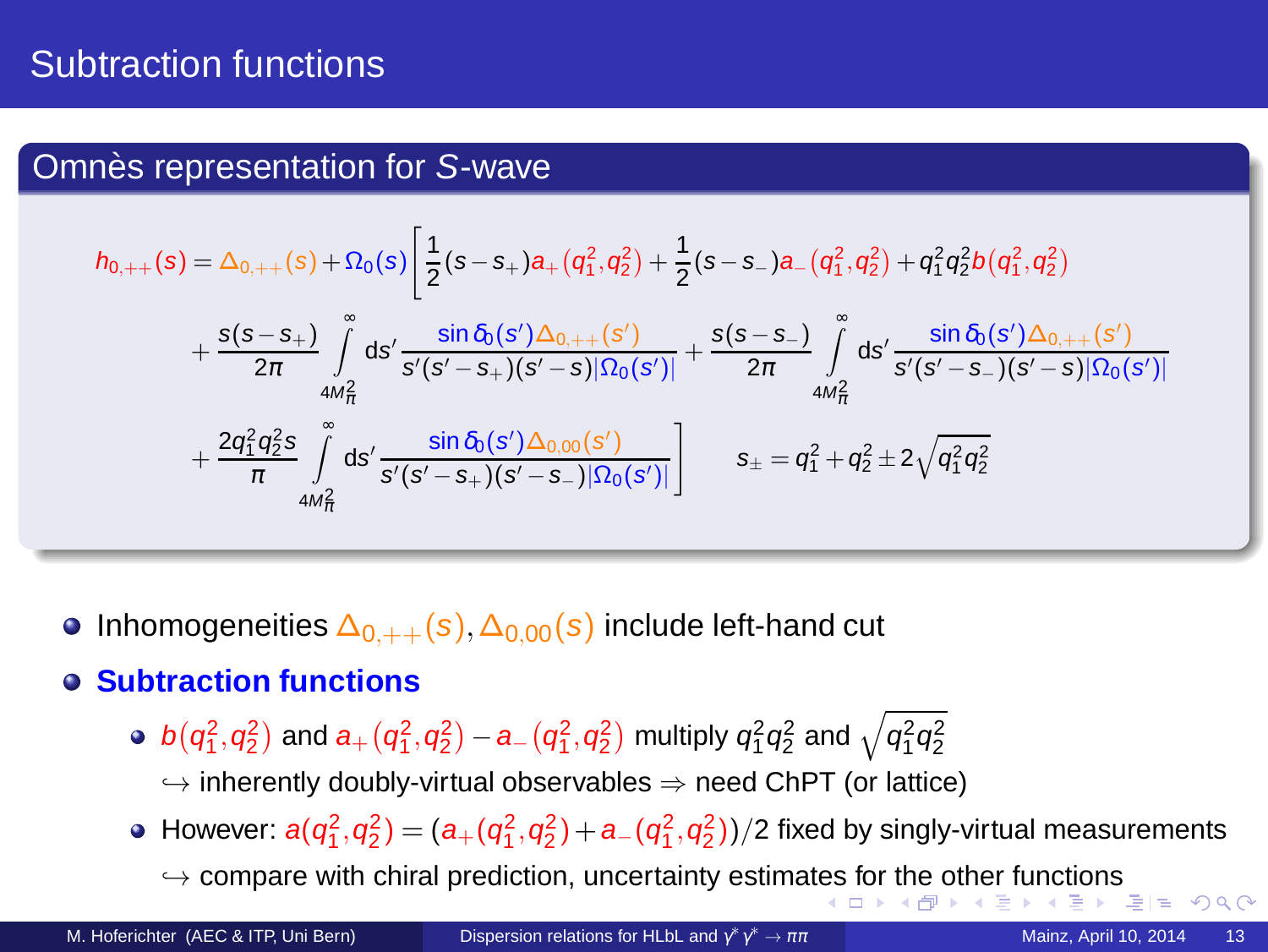# Subtraction functions

## Omnès representation for $S$-wave

$$
\begin{aligned}
h_{0,++}(s) = \Delta_{0,++}(s) + \Omega_0(s)\Bigg[&\frac{1}{2}(s-s_+)a_+(q_1^2,q_2^2) + \frac{1}{2}(s-s_-)a_-(q_1^2,q_2^2) + q_1^2q_2^2 b(q_1^2,q_2^2)\\
&+ \frac{s(s-s_+)}{2\pi}\int_{4M_\pi^2}^{\infty} ds' \frac{\sin\delta_0(s')\Delta_{0,++}(s')}{s'(s'-s_+)(s'-s)|\Omega_0(s')|} + \frac{s(s-s_-)}{2\pi}\int_{4M_\pi^2}^{\infty} ds' \frac{\sin\delta_0(s')\Delta_{0,++}(s')}{s'(s'-s_-)(s'-s)|\Omega_0(s')|}\\
&+ \frac{2q_1^2q_2^2 s}{\pi}\int_{4M_\pi^2}^{\infty} ds' \frac{\sin\delta_0(s')\Delta_{0,00}(s')}{s'(s'-s_+)(s'-s_-)|\Omega_0(s')|}\Bigg] \qquad s_\pm = q_1^2+q_2^2 \pm 2\sqrt{q_1^2q_2^2}
\end{aligned}
$$

- Inhomogeneities $\Delta_{0,++}(s), \Delta_{0,00}(s)$ include left-hand cut
- **Subtraction functions**
  - $b(q_1^2,q_2^2)$ and $a_+(q_1^2,q_2^2) - a_-(q_1^2,q_2^2)$ multiply $q_1^2q_2^2$ and $\sqrt{q_1^2q_2^2}$
    
    $\hookrightarrow$ inherently doubly-virtual observables $\Rightarrow$ need ChPT (or lattice)
  - However: $a(q_1^2,q_2^2) = (a_+(q_1^2,q_2^2) + a_-(q_1^2,q_2^2))/2$ fixed by singly-virtual measurements
    
    $\hookrightarrow$ compare with chiral prediction, uncertainty estimates for the other functions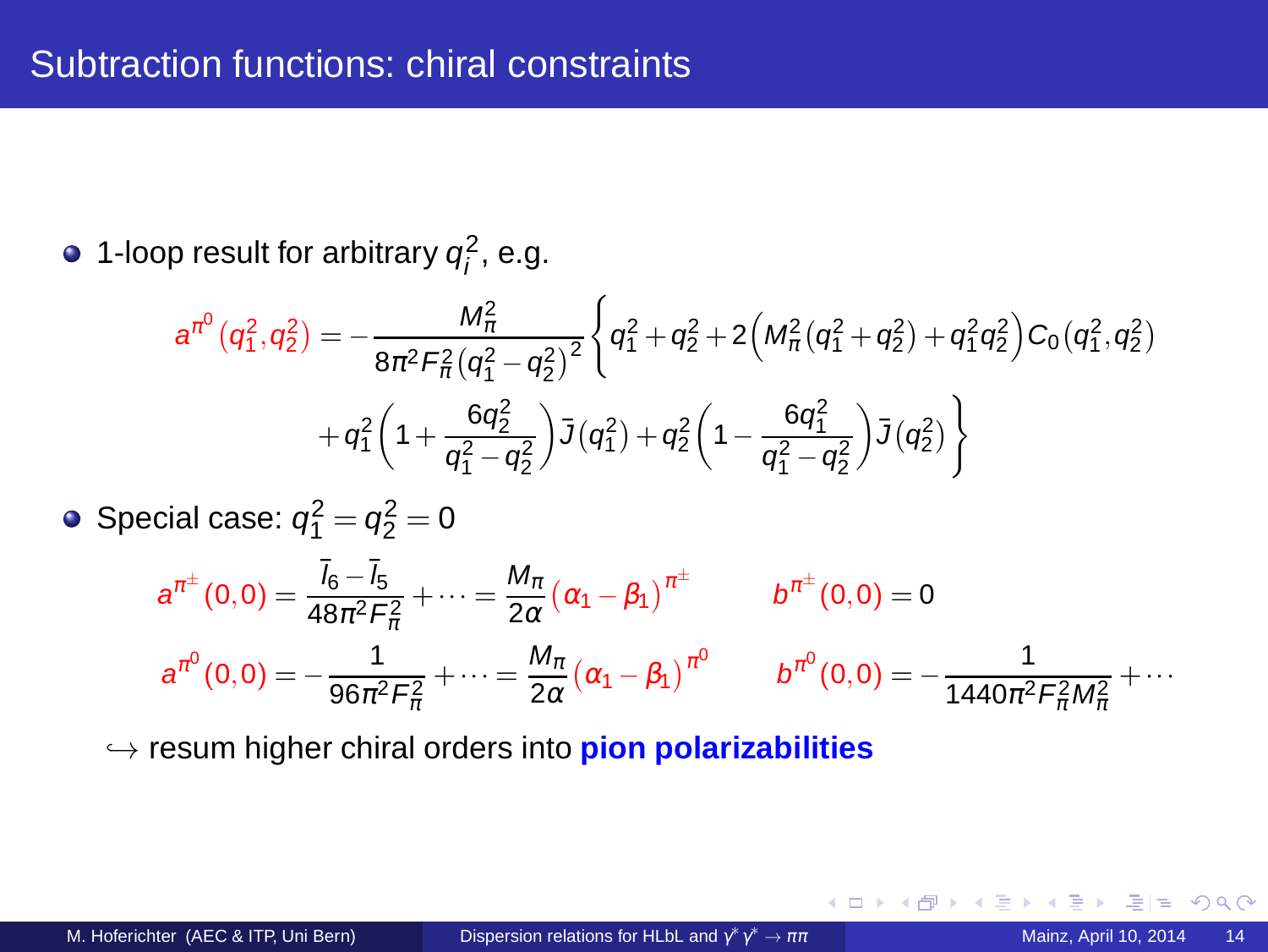# Subtraction functions: chiral constraints

- 1-loop result for arbitrary $q_i^2$, e.g.

$$a^{\pi^0}(q_1^2,q_2^2) = -\frac{M_\pi^2}{8\pi^2 F_\pi^2 (q_1^2-q_2^2)^2}\bigg\{q_1^2+q_2^2+2\Big(M_\pi^2(q_1^2+q_2^2)+q_1^2q_2^2\Big)C_0(q_1^2,q_2^2)$$
$$+q_1^2\bigg(1+\frac{6q_2^2}{q_1^2-q_2^2}\bigg)\bar{J}(q_1^2)+q_2^2\bigg(1-\frac{6q_1^2}{q_1^2-q_2^2}\bigg)\bar{J}(q_2^2)\bigg\}$$

- Special case: $q_1^2=q_2^2=0$

$$a^{\pi^\pm}(0,0) = \frac{\bar{l}_6-\bar{l}_5}{48\pi^2F_\pi^2}+\cdots = \frac{M_\pi}{2\alpha}\big(\alpha_1-\beta_1\big)^{\pi^\pm} \qquad b^{\pi^\pm}(0,0)=0$$

$$a^{\pi^0}(0,0) = -\frac{1}{96\pi^2F_\pi^2}+\cdots = \frac{M_\pi}{2\alpha}\big(\alpha_1-\beta_1\big)^{\pi^0} \qquad b^{\pi^0}(0,0) = -\frac{1}{1440\pi^2F_\pi^2M_\pi^2}+\cdots$$

$\hookrightarrow$ resum higher chiral orders into **pion polarizabilities**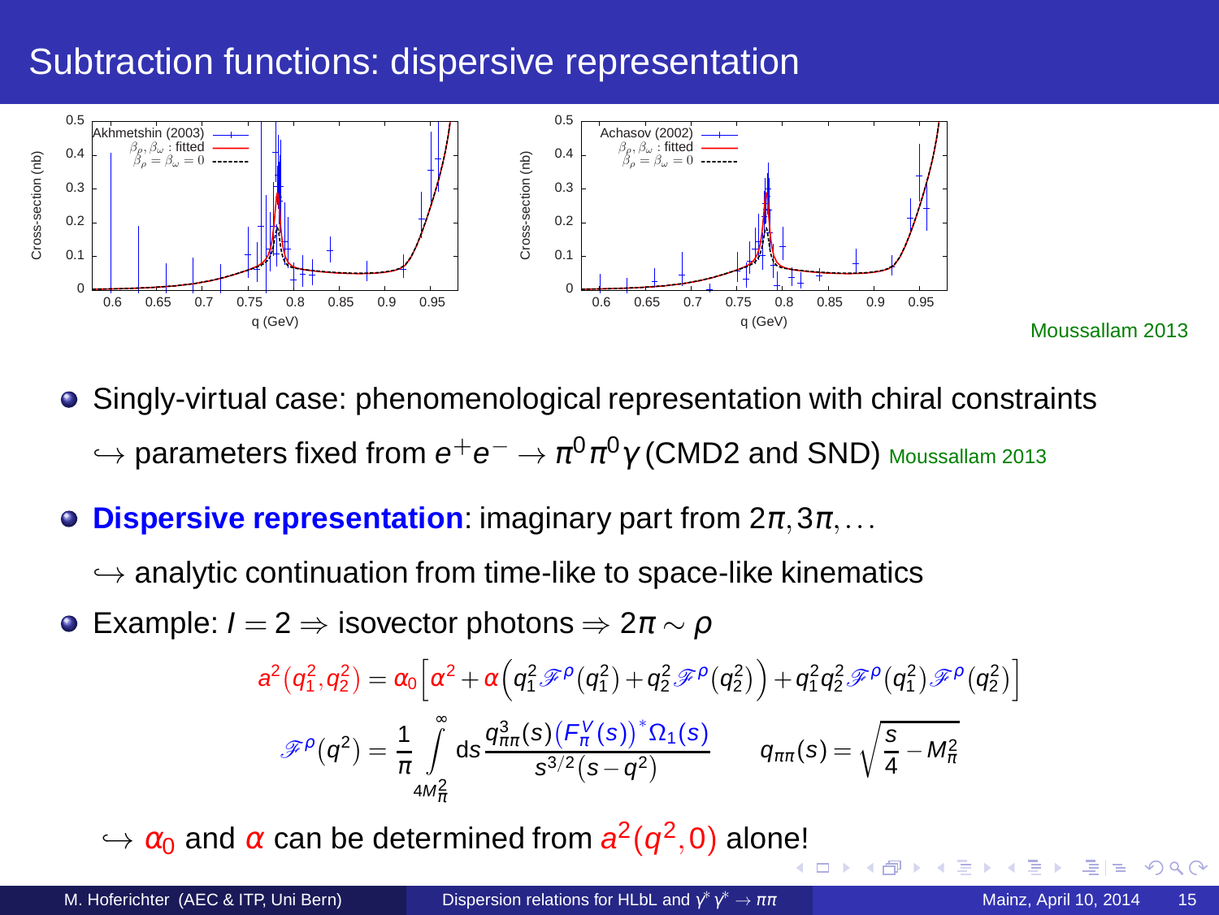# Subtraction functions: dispersive representation

Moussallam 2013

- Singly-virtual case: phenomenological representation with chiral constraints

  $\hookrightarrow$ parameters fixed from $e^+e^- \to \pi^0\pi^0\gamma$ (CMD2 and SND) Moussallam 2013

- **Dispersive representation**: imaginary part from $2\pi, 3\pi, \ldots$

  $\hookrightarrow$ analytic continuation from time-like to space-like kinematics

- Example: $I = 2 \Rightarrow$ isovector photons $\Rightarrow 2\pi \sim \rho$

$$a^2(q_1^2,q_2^2) = \alpha_0\Big[\alpha^2 + \alpha\Big(q_1^2\mathscr{F}^\rho(q_1^2) + q_2^2\mathscr{F}^\rho(q_2^2)\Big) + q_1^2q_2^2\mathscr{F}^\rho(q_1^2)\mathscr{F}^\rho(q_2^2)\Big]$$

$$\mathscr{F}^\rho(q^2) = \frac{1}{\pi}\int\limits_{4M_\pi^2}^{\infty} ds \frac{q_{\pi\pi}^3(s)\big(F_\pi^V(s)\big)^*\Omega_1(s)}{s^{3/2}(s-q^2)} \qquad q_{\pi\pi}(s) = \sqrt{\frac{s}{4} - M_\pi^2}$$

$\hookrightarrow$ $\alpha_0$ and $\alpha$ can be determined from $a^2(q^2, 0)$ alone!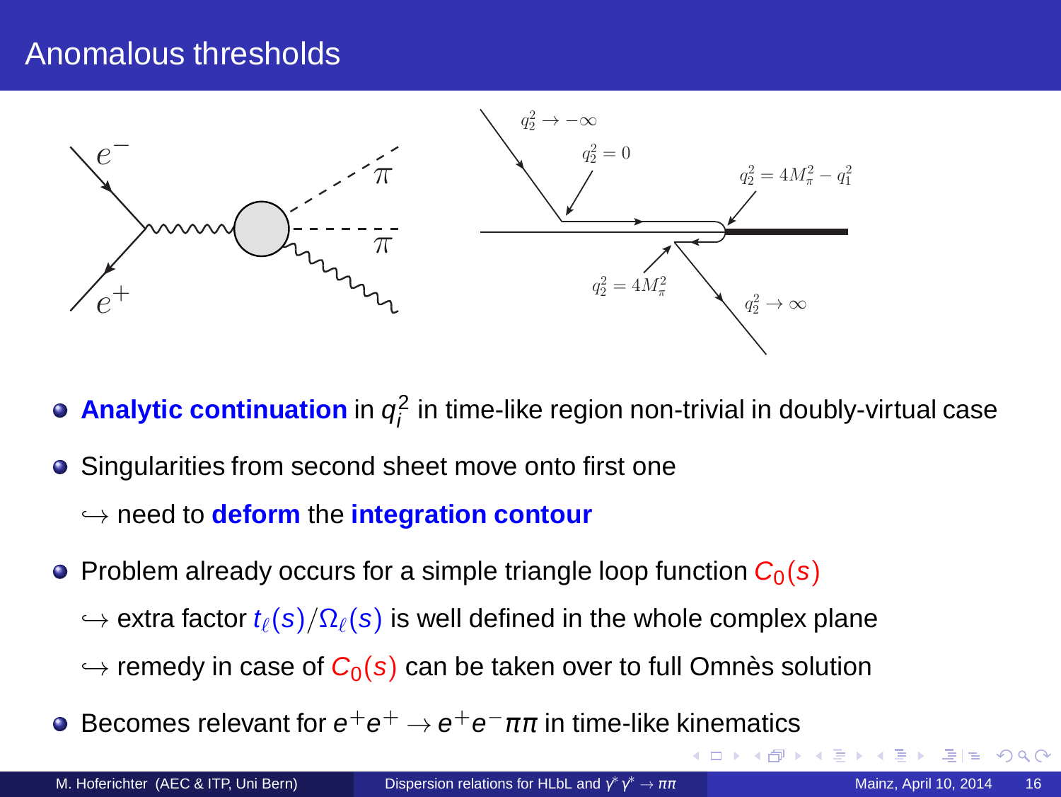# Anomalous thresholds

- **Analytic continuation** in $q_i^2$ in time-like region non-trivial in doubly-virtual case
- Singularities from second sheet move onto first one
  $\hookrightarrow$ need to **deform** the **integration contour**
- Problem already occurs for a simple triangle loop function $C_0(s)$
  $\hookrightarrow$ extra factor $t_\ell(s)/\Omega_\ell(s)$ is well defined in the whole complex plane
  $\hookrightarrow$ remedy in case of $C_0(s)$ can be taken over to full Omnès solution
- Becomes relevant for $e^+e^+ \to e^+e^-\pi\pi$ in time-like kinematics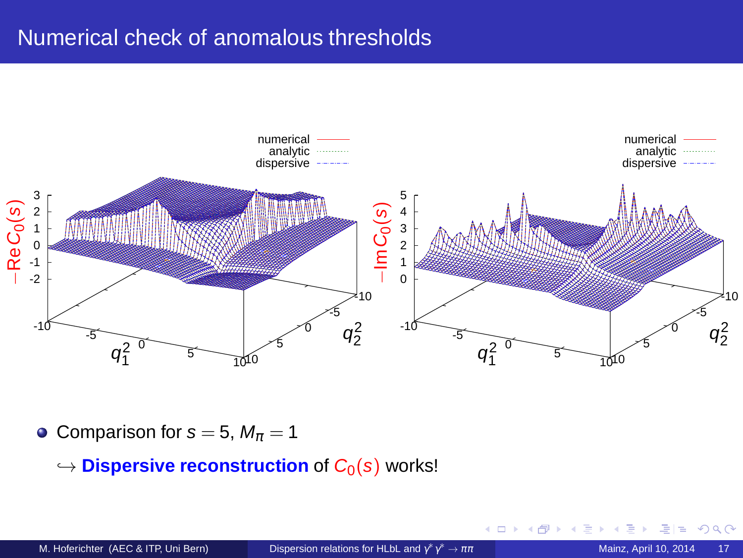# Numerical check of anomalous thresholds

- Comparison for $s = 5$, $M_\pi = 1$

  $\hookrightarrow$ **Dispersive reconstruction** of $C_0(s)$ works!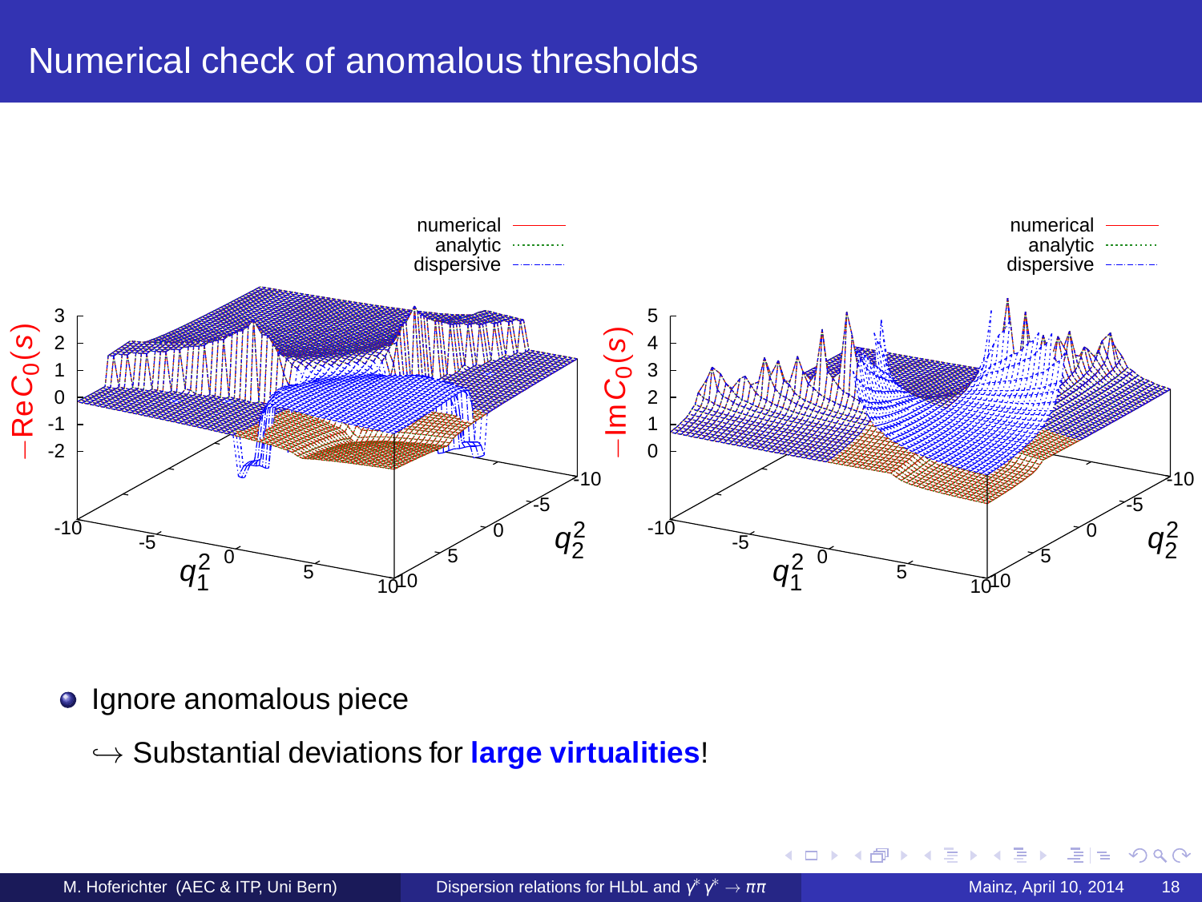# Numerical check of anomalous thresholds

- Ignore anomalous piece

  $\hookrightarrow$ Substantial deviations for **large virtualities**!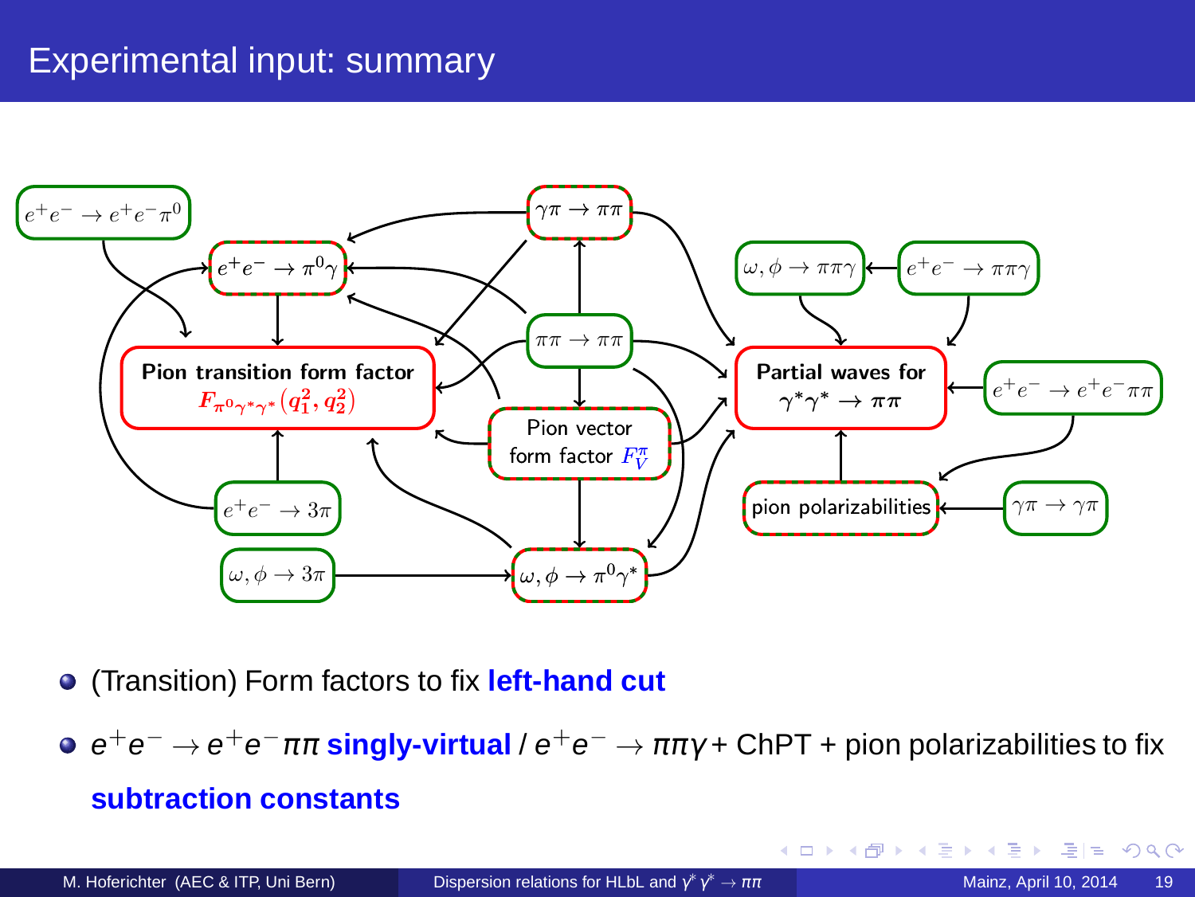# Experimental input: summary

- $e^+e^- \to e^+e^-\pi^0$
- $e^+e^- \to \pi^0\gamma$
- $\gamma\pi \to \pi\pi$
- $\pi\pi \to \pi\pi$
- **Pion transition form factor** $F_{\pi^0\gamma^*\gamma^*}(q_1^2, q_2^2)$
- Pion vector form factor $F_V^\pi$
- $e^+e^- \to 3\pi$
- $\omega, \phi \to 3\pi$
- $\omega, \phi \to \pi^0\gamma^*$
- $\omega, \phi \to \pi\pi\gamma$
- $e^+e^- \to \pi\pi\gamma$
- **Partial waves for** $\gamma^*\gamma^* \to \pi\pi$
- $e^+e^- \to e^+e^-\pi\pi$
- pion polarizabilities
- $\gamma\pi \to \gamma\pi$

- (Transition) Form factors to fix **left-hand cut**
- $e^+e^- \to e^+e^-\pi\pi$ **singly-virtual** / $e^+e^- \to \pi\pi\gamma$ + ChPT + pion polarizabilities to fix **subtraction constants**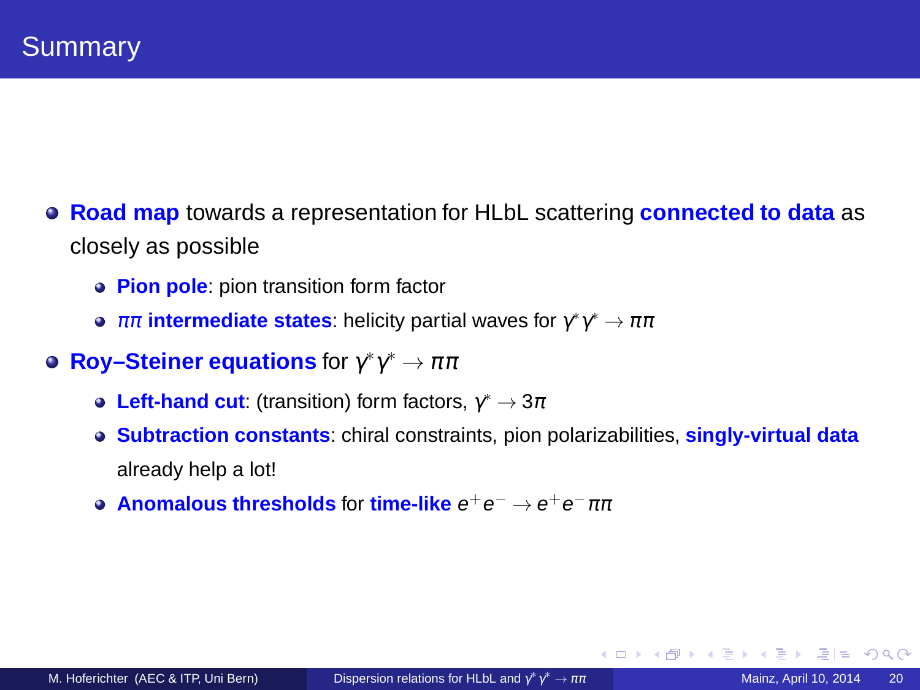# Summary

- **Road map** towards a representation for HLbL scattering **connected to data** as closely as possible
  - **Pion pole**: pion transition form factor
  - **$\pi\pi$ intermediate states**: helicity partial waves for $\gamma^*\gamma^* \to \pi\pi$
- **Roy–Steiner equations** for $\gamma^*\gamma^* \to \pi\pi$
  - **Left-hand cut**: (transition) form factors, $\gamma^* \to 3\pi$
  - **Subtraction constants**: chiral constraints, pion polarizabilities, **singly-virtual data** already help a lot!
  - **Anomalous thresholds** for **time-like** $e^+e^- \to e^+e^-\pi\pi$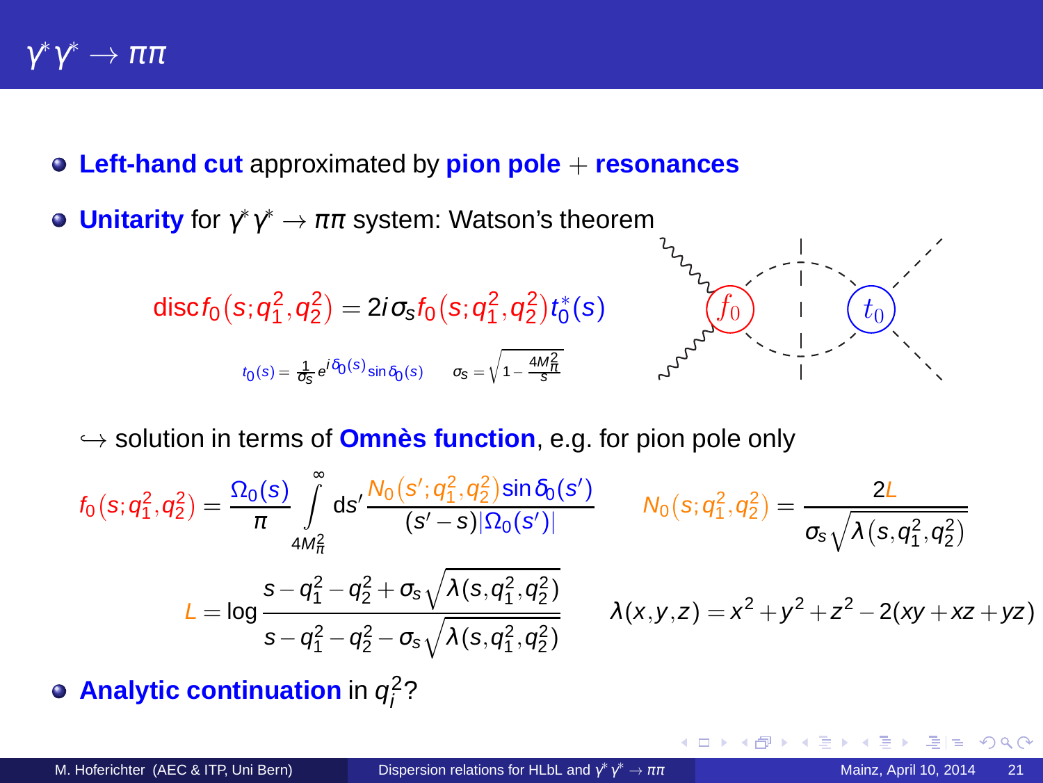# $\gamma^*\gamma^* \to \pi\pi$

- **Left-hand cut** approximated by **pion pole** + **resonances**
- **Unitarity** for $\gamma^*\gamma^* \to \pi\pi$ system: Watson's theorem

$$\text{disc} f_0(s;q_1^2,q_2^2) = 2i\sigma_s f_0(s;q_1^2,q_2^2) t_0^*(s)$$

$$t_0(s) = \frac{1}{\sigma_s} e^{i\delta_0(s)} \sin\delta_0(s) \qquad \sigma_s = \sqrt{1-\frac{4M_\pi^2}{s}}$$

$\hookrightarrow$ solution in terms of **Omnès function**, e.g. for pion pole only

$$f_0(s;q_1^2,q_2^2) = \frac{\Omega_0(s)}{\pi} \int\limits_{4M_\pi^2}^{\infty} ds' \frac{N_0(s';q_1^2,q_2^2)\sin\delta_0(s')}{(s'-s)|\Omega_0(s')|} \qquad N_0(s;q_1^2,q_2^2) = \frac{2L}{\sigma_s\sqrt{\lambda(s,q_1^2,q_2^2)}}$$

$$L = \log\frac{s-q_1^2-q_2^2+\sigma_s\sqrt{\lambda(s,q_1^2,q_2^2)}}{s-q_1^2-q_2^2-\sigma_s\sqrt{\lambda(s,q_1^2,q_2^2)}} \qquad \lambda(x,y,z) = x^2+y^2+z^2-2(xy+xz+yz)$$

- **Analytic continuation** in $q_i^2$?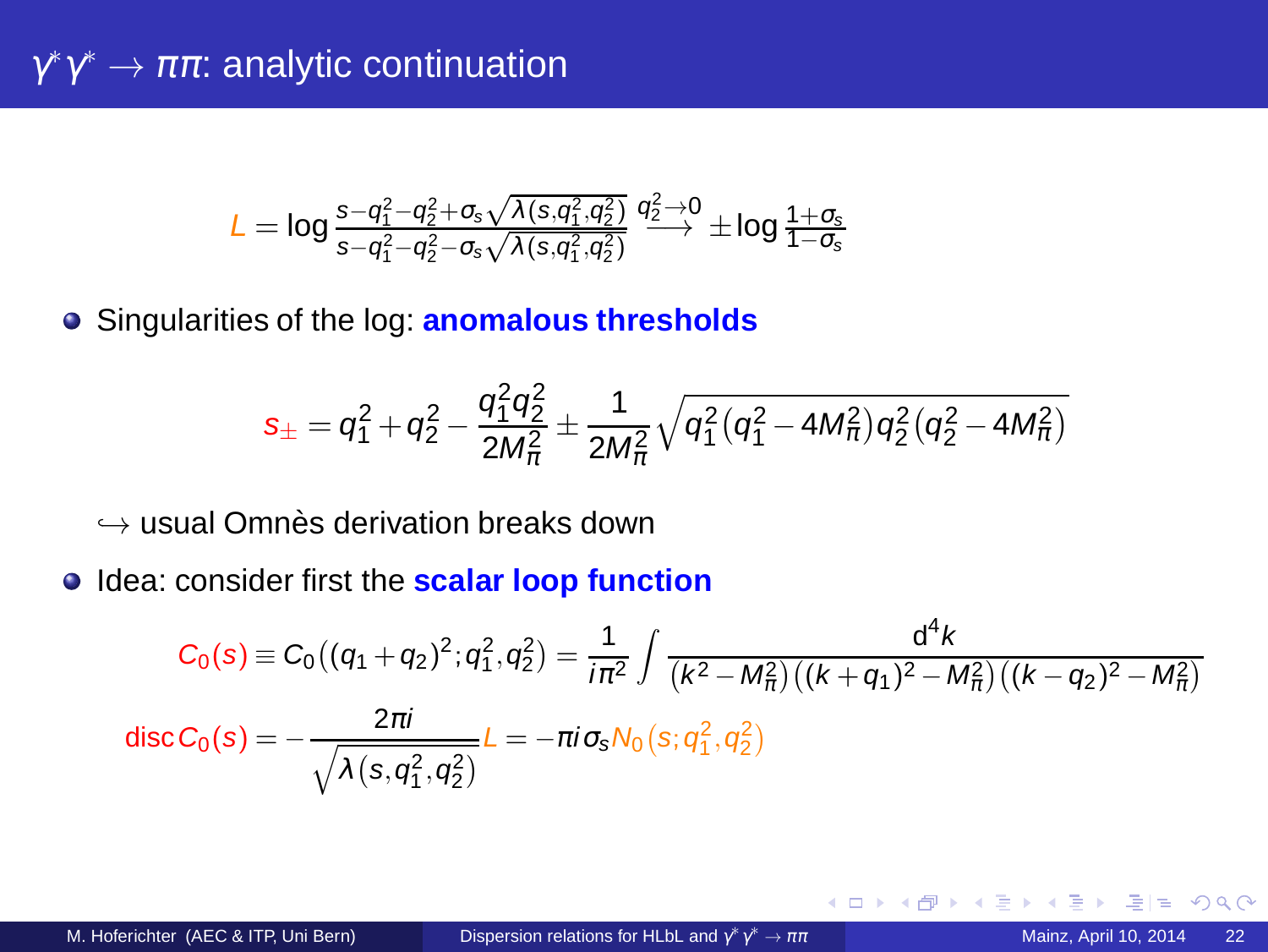# $\gamma^*\gamma^* \to \pi\pi$: analytic continuation

$$L = \log \frac{s - q_1^2 - q_2^2 + \sigma_s \sqrt{\lambda(s, q_1^2, q_2^2)}}{s - q_1^2 - q_2^2 - \sigma_s \sqrt{\lambda(s, q_1^2, q_2^2)}} \overset{q_2^2 \to 0}{\longrightarrow} \pm \log \frac{1+\sigma_s}{1-\sigma_s}$$

- Singularities of the log: **anomalous thresholds**

$$s_\pm = q_1^2 + q_2^2 - \frac{q_1^2 q_2^2}{2M_\pi^2} \pm \frac{1}{2M_\pi^2} \sqrt{q_1^2 (q_1^2 - 4M_\pi^2) q_2^2 (q_2^2 - 4M_\pi^2)}$$

↪ usual Omnès derivation breaks down

- Idea: consider first the **scalar loop function**

$$C_0(s) \equiv C_0\big((q_1+q_2)^2; q_1^2, q_2^2\big) = \frac{1}{i\pi^2} \int \frac{\mathrm{d}^4 k}{(k^2 - M_\pi^2)\big((k+q_1)^2 - M_\pi^2\big)\big((k-q_2)^2 - M_\pi^2\big)}$$

$$\operatorname{disc} C_0(s) = -\frac{2\pi i}{\sqrt{\lambda(s, q_1^2, q_2^2)}} L = -\pi i \sigma_s N_0(s; q_1^2, q_2^2)$$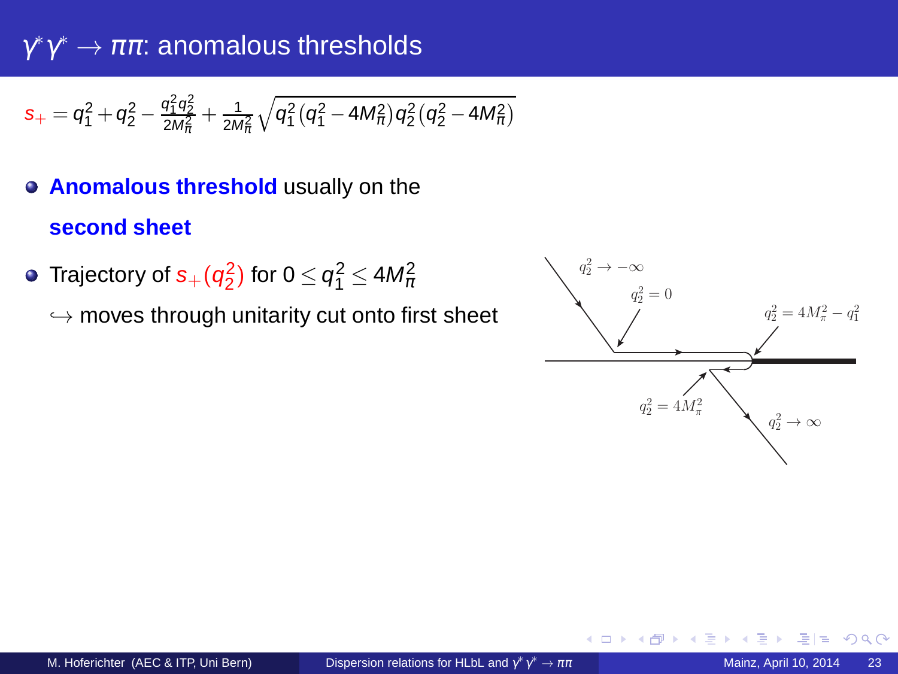# $\gamma^*\gamma^* \to \pi\pi$: anomalous thresholds

$$s_+ = q_1^2 + q_2^2 - \frac{q_1^2 q_2^2}{2M_\pi^2} + \frac{1}{2M_\pi^2}\sqrt{q_1^2(q_1^2 - 4M_\pi^2)q_2^2(q_2^2 - 4M_\pi^2)}$$

- **Anomalous threshold** usually on the **second sheet**
- Trajectory of $s_+(q_2^2)$ for $0 \leq q_1^2 \leq 4M_\pi^2$
  
  $\hookrightarrow$ moves through unitarity cut onto first sheet

$q_2^2 \to -\infty$

$q_2^2 = 0$

$q_2^2 = 4M_\pi^2 - q_1^2$

$q_2^2 = 4M_\pi^2$

$q_2^2 \to \infty$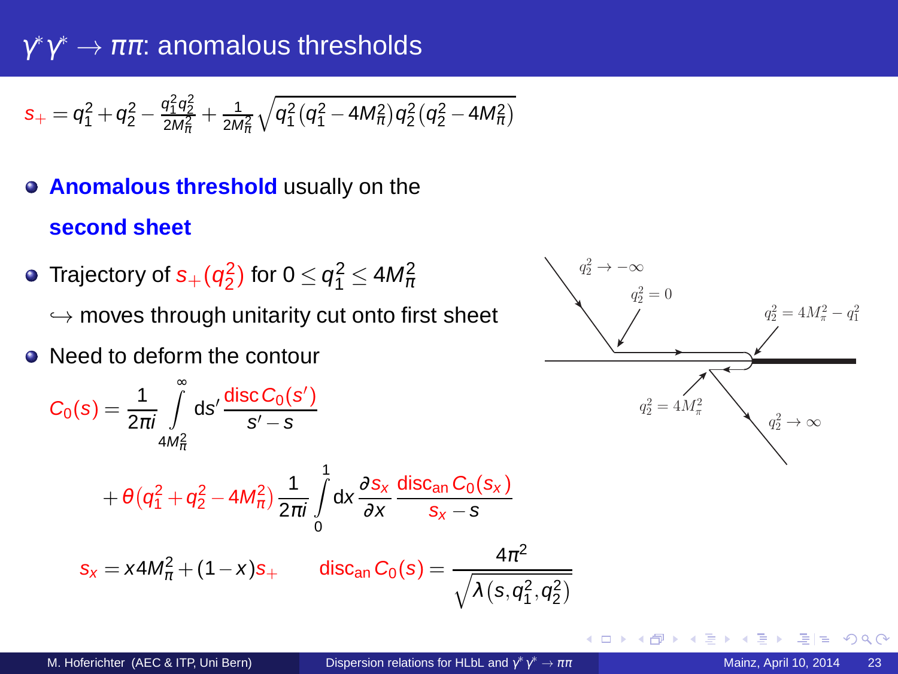# $\gamma^*\gamma^* \to \pi\pi$: anomalous thresholds

$$s_+ = q_1^2 + q_2^2 - \frac{q_1^2 q_2^2}{2M_\pi^2} + \frac{1}{2M_\pi^2}\sqrt{q_1^2(q_1^2 - 4M_\pi^2)q_2^2(q_2^2 - 4M_\pi^2)}$$

- **Anomalous threshold** usually on the **second sheet**
- Trajectory of $s_+(q_2^2)$ for $0 \leq q_1^2 \leq 4M_\pi^2$
  $\hookrightarrow$ moves through unitarity cut onto first sheet
- Need to deform the contour

$$C_0(s) = \frac{1}{2\pi i}\int\limits_{4M_\pi^2}^{\infty} ds' \frac{\operatorname{disc} C_0(s')}{s' - s}$$

$$+\,\theta(q_1^2 + q_2^2 - 4M_\pi^2)\frac{1}{2\pi i}\int\limits_0^1 dx \frac{\partial s_x}{\partial x}\frac{\operatorname{disc}_{\text{an}} C_0(s_x)}{s_x - s}$$

$$s_x = x4M_\pi^2 + (1-x)s_+ \qquad \operatorname{disc}_{\text{an}} C_0(s) = \frac{4\pi^2}{\sqrt{\lambda(s, q_1^2, q_2^2)}}$$

Figure labels: $q_2^2 \to -\infty$, $q_2^2 = 0$, $q_2^2 = 4M_\pi^2 - q_1^2$, $q_2^2 = 4M_\pi^2$, $q_2^2 \to \infty$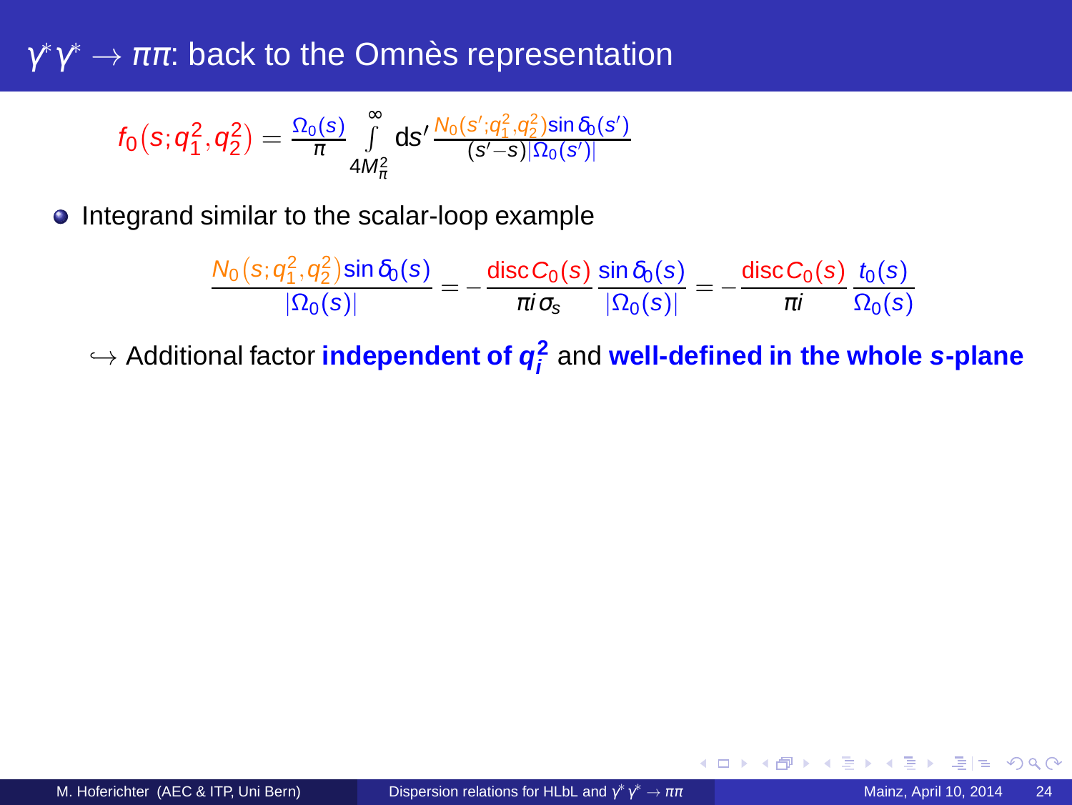# $\gamma^*\gamma^* \to \pi\pi$: back to the Omnès representation

$$f_0(s;q_1^2,q_2^2) = \frac{\Omega_0(s)}{\pi} \int_{4M_\pi^2}^{\infty} ds' \frac{N_0(s';q_1^2,q_2^2)\sin\delta_0(s')}{(s'-s)|\Omega_0(s')|}$$

- Integrand similar to the scalar-loop example

$$\frac{N_0(s;q_1^2,q_2^2)\sin\delta_0(s)}{|\Omega_0(s)|} = -\frac{\text{disc}\, C_0(s)}{\pi i\, \sigma_s} \frac{\sin\delta_0(s)}{|\Omega_0(s)|} = -\frac{\text{disc}\, C_0(s)}{\pi i} \frac{t_0(s)}{\Omega_0(s)}$$

$\hookrightarrow$ Additional factor **independent of $q_i^2$** and **well-defined in the whole $s$-plane**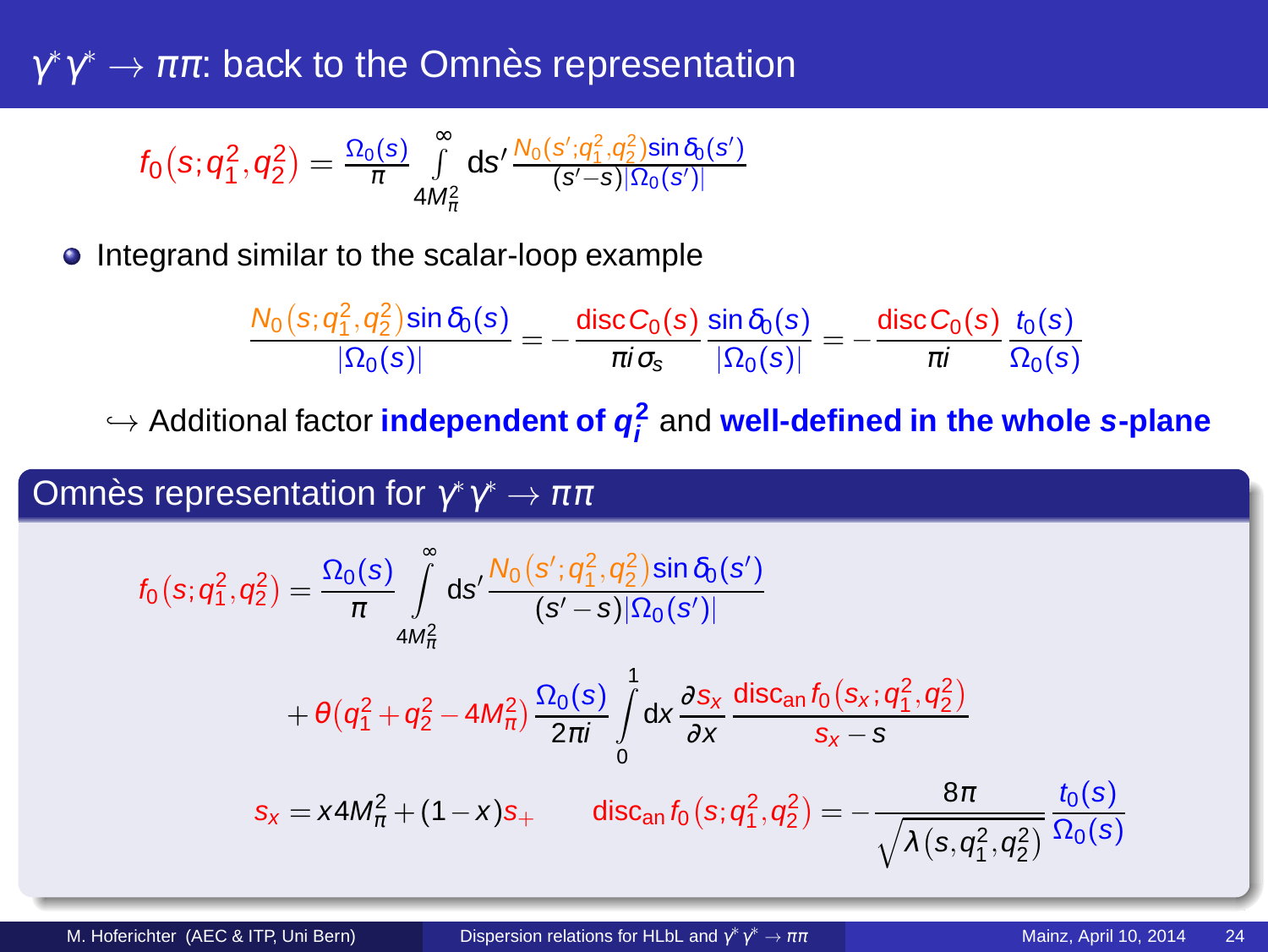# $\gamma^*\gamma^* \to \pi\pi$: back to the Omnès representation

$$f_0(s;q_1^2,q_2^2) = \frac{\Omega_0(s)}{\pi} \int_{4M_\pi^2}^{\infty} ds' \frac{N_0(s';q_1^2,q_2^2)\sin\delta_0(s')}{(s'-s)|\Omega_0(s')|}$$

- Integrand similar to the scalar-loop example

$$\frac{N_0(s;q_1^2,q_2^2)\sin\delta_0(s)}{|\Omega_0(s)|} = -\frac{\operatorname{disc} C_0(s)}{\pi i \sigma_s}\frac{\sin\delta_0(s)}{|\Omega_0(s)|} = -\frac{\operatorname{disc} C_0(s)}{\pi i}\frac{t_0(s)}{\Omega_0(s)}$$

$\hookrightarrow$ Additional factor **independent of $q_i^2$** and **well-defined in the whole $s$-plane**

## Omnès representation for $\gamma^*\gamma^* \to \pi\pi$

$$f_0(s;q_1^2,q_2^2) = \frac{\Omega_0(s)}{\pi} \int_{4M_\pi^2}^{\infty} ds' \frac{N_0(s';q_1^2,q_2^2)\sin\delta_0(s')}{(s'-s)|\Omega_0(s')|}$$

$$+\,\theta(q_1^2+q_2^2-4M_\pi^2)\frac{\Omega_0(s)}{2\pi i}\int_0^1 dx\,\frac{\partial s_x}{\partial x}\frac{\operatorname{disc}_{\text{an}} f_0(s_x;q_1^2,q_2^2)}{s_x-s}$$

$$s_x = x4M_\pi^2+(1-x)s_+ \qquad \operatorname{disc}_{\text{an}} f_0(s;q_1^2,q_2^2) = -\frac{8\pi}{\sqrt{\lambda(s,q_1^2,q_2^2)}}\frac{t_0(s)}{\Omega_0(s)}$$